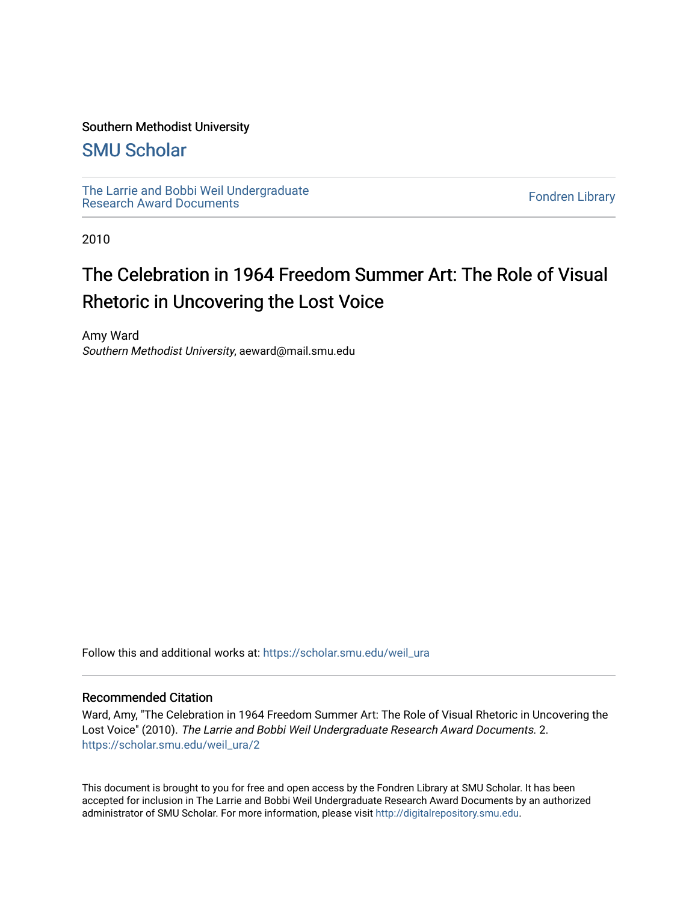Southern Methodist University

## SMU Scholar

The Larrie and Bobbi Weil Undergraduate Research Award Documents

Fondren Library

2010

# The Celebration in 1964 Freedom Summer Art: The Role of Visual Rhetoric in Uncovering the Lost Voice

Amy Ward
*Southern Methodist University*, aeward@mail.smu.edu

Follow this and additional works at: https://scholar.smu.edu/weil_ura

### Recommended Citation

Ward, Amy, "The Celebration in 1964 Freedom Summer Art: The Role of Visual Rhetoric in Uncovering the Lost Voice" (2010). *The Larrie and Bobbi Weil Undergraduate Research Award Documents.* 2.
https://scholar.smu.edu/weil_ura/2

This document is brought to you for free and open access by the Fondren Library at SMU Scholar. It has been accepted for inclusion in The Larrie and Bobbi Weil Undergraduate Research Award Documents by an authorized administrator of SMU Scholar. For more information, please visit http://digitalrepository.smu.edu.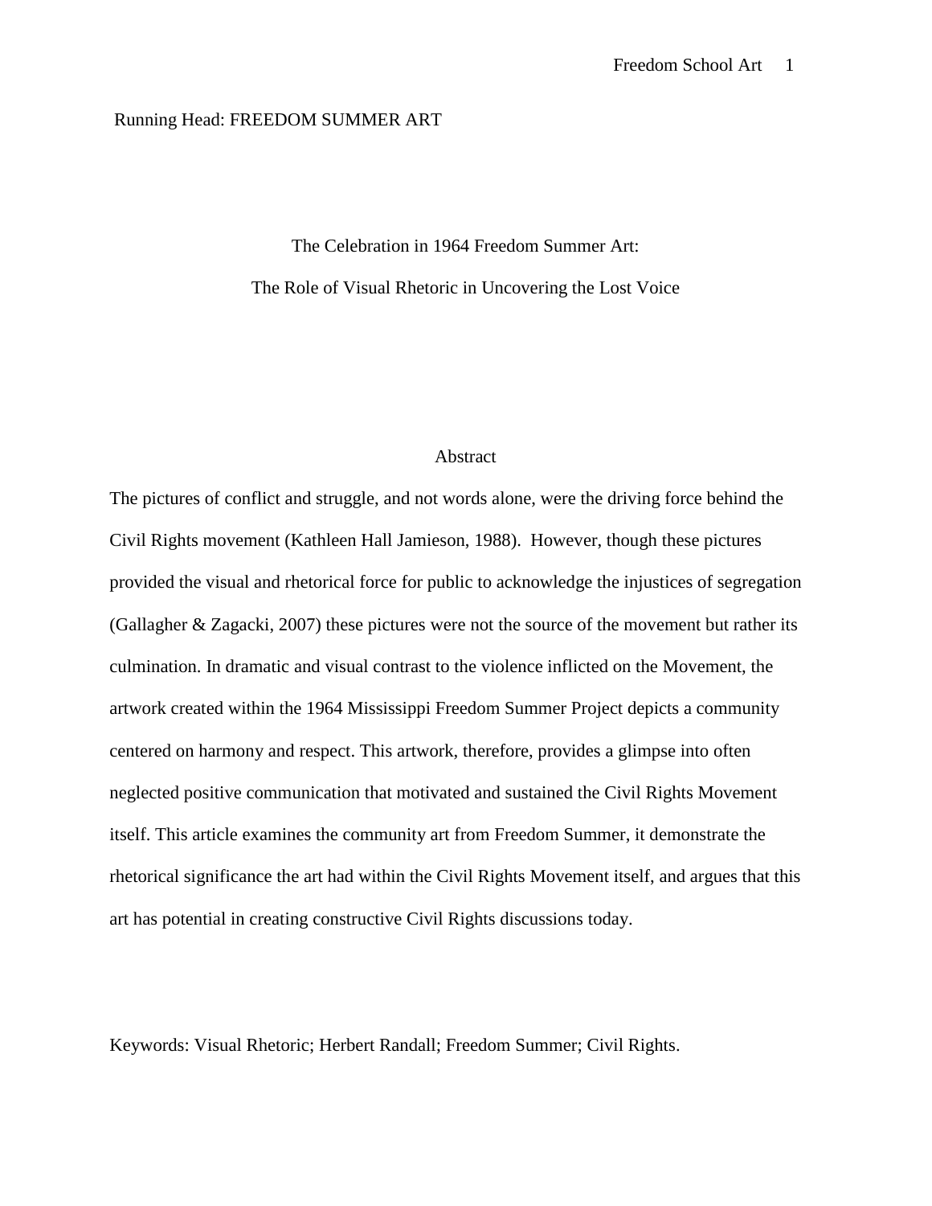Running Head: FREEDOM SUMMER ART

# The Celebration in 1964 Freedom Summer Art:
# The Role of Visual Rhetoric in Uncovering the Lost Voice

## Abstract

The pictures of conflict and struggle, and not words alone, were the driving force behind the Civil Rights movement (Kathleen Hall Jamieson, 1988). However, though these pictures provided the visual and rhetorical force for public to acknowledge the injustices of segregation (Gallagher & Zagacki, 2007) these pictures were not the source of the movement but rather its culmination. In dramatic and visual contrast to the violence inflicted on the Movement, the artwork created within the 1964 Mississippi Freedom Summer Project depicts a community centered on harmony and respect. This artwork, therefore, provides a glimpse into often neglected positive communication that motivated and sustained the Civil Rights Movement itself. This article examines the community art from Freedom Summer, it demonstrate the rhetorical significance the art had within the Civil Rights Movement itself, and argues that this art has potential in creating constructive Civil Rights discussions today.

Keywords: Visual Rhetoric; Herbert Randall; Freedom Summer; Civil Rights.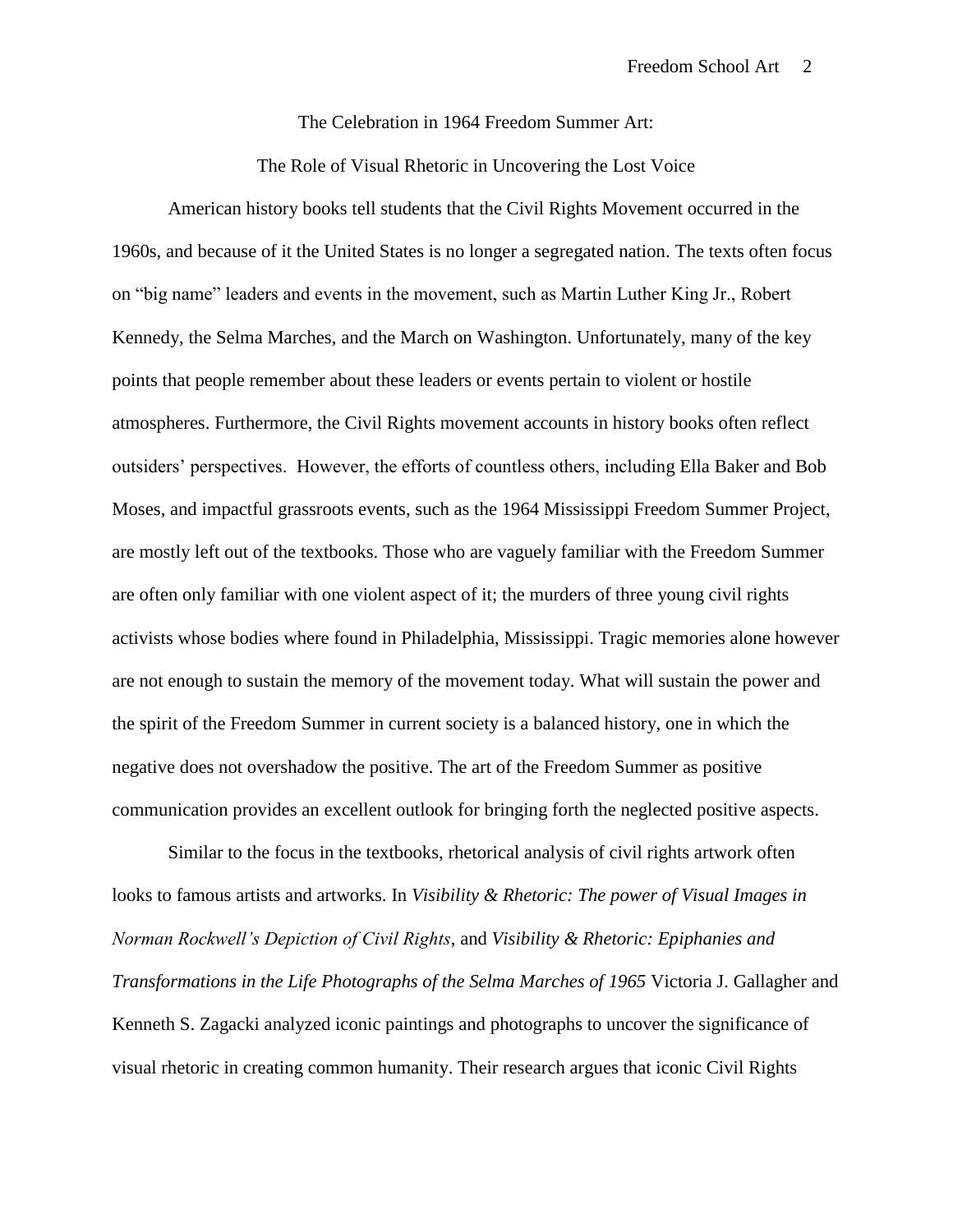The Celebration in 1964 Freedom Summer Art:

The Role of Visual Rhetoric in Uncovering the Lost Voice

American history books tell students that the Civil Rights Movement occurred in the 1960s, and because of it the United States is no longer a segregated nation. The texts often focus on "big name" leaders and events in the movement, such as Martin Luther King Jr., Robert Kennedy, the Selma Marches, and the March on Washington. Unfortunately, many of the key points that people remember about these leaders or events pertain to violent or hostile atmospheres. Furthermore, the Civil Rights movement accounts in history books often reflect outsiders' perspectives. However, the efforts of countless others, including Ella Baker and Bob Moses, and impactful grassroots events, such as the 1964 Mississippi Freedom Summer Project, are mostly left out of the textbooks. Those who are vaguely familiar with the Freedom Summer are often only familiar with one violent aspect of it; the murders of three young civil rights activists whose bodies where found in Philadelphia, Mississippi. Tragic memories alone however are not enough to sustain the memory of the movement today. What will sustain the power and the spirit of the Freedom Summer in current society is a balanced history, one in which the negative does not overshadow the positive. The art of the Freedom Summer as positive communication provides an excellent outlook for bringing forth the neglected positive aspects.

Similar to the focus in the textbooks, rhetorical analysis of civil rights artwork often looks to famous artists and artworks. In *Visibility & Rhetoric: The power of Visual Images in Norman Rockwell's Depiction of Civil Rights*, and *Visibility & Rhetoric: Epiphanies and Transformations in the Life Photographs of the Selma Marches of 1965* Victoria J. Gallagher and Kenneth S. Zagacki analyzed iconic paintings and photographs to uncover the significance of visual rhetoric in creating common humanity. Their research argues that iconic Civil Rights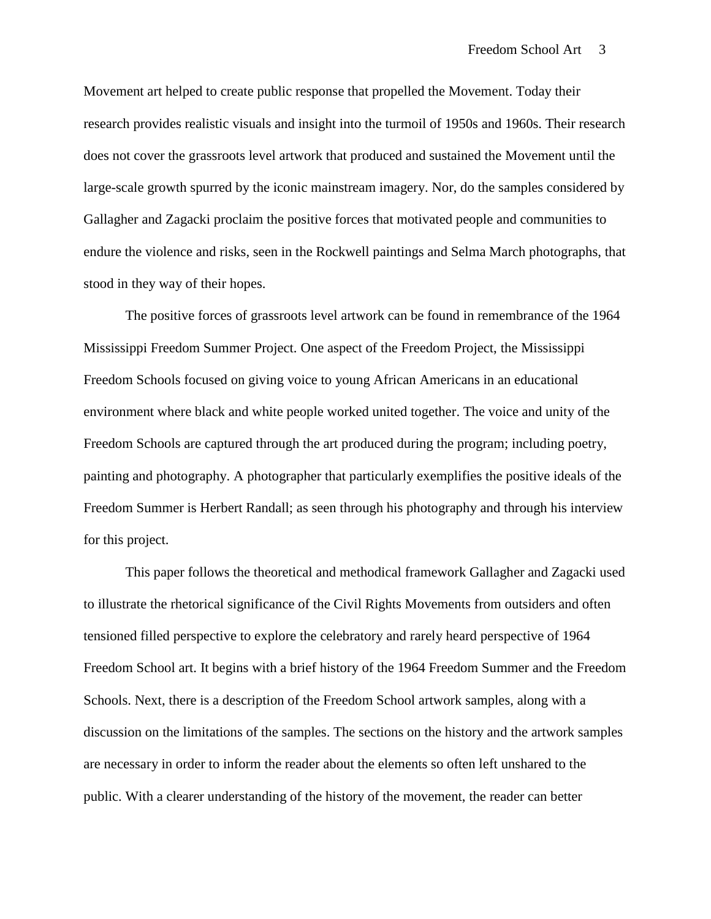Movement art helped to create public response that propelled the Movement. Today their research provides realistic visuals and insight into the turmoil of 1950s and 1960s. Their research does not cover the grassroots level artwork that produced and sustained the Movement until the large-scale growth spurred by the iconic mainstream imagery. Nor, do the samples considered by Gallagher and Zagacki proclaim the positive forces that motivated people and communities to endure the violence and risks, seen in the Rockwell paintings and Selma March photographs, that stood in they way of their hopes.

The positive forces of grassroots level artwork can be found in remembrance of the 1964 Mississippi Freedom Summer Project. One aspect of the Freedom Project, the Mississippi Freedom Schools focused on giving voice to young African Americans in an educational environment where black and white people worked united together. The voice and unity of the Freedom Schools are captured through the art produced during the program; including poetry, painting and photography. A photographer that particularly exemplifies the positive ideals of the Freedom Summer is Herbert Randall; as seen through his photography and through his interview for this project.

This paper follows the theoretical and methodical framework Gallagher and Zagacki used to illustrate the rhetorical significance of the Civil Rights Movements from outsiders and often tensioned filled perspective to explore the celebratory and rarely heard perspective of 1964 Freedom School art. It begins with a brief history of the 1964 Freedom Summer and the Freedom Schools. Next, there is a description of the Freedom School artwork samples, along with a discussion on the limitations of the samples. The sections on the history and the artwork samples are necessary in order to inform the reader about the elements so often left unshared to the public. With a clearer understanding of the history of the movement, the reader can better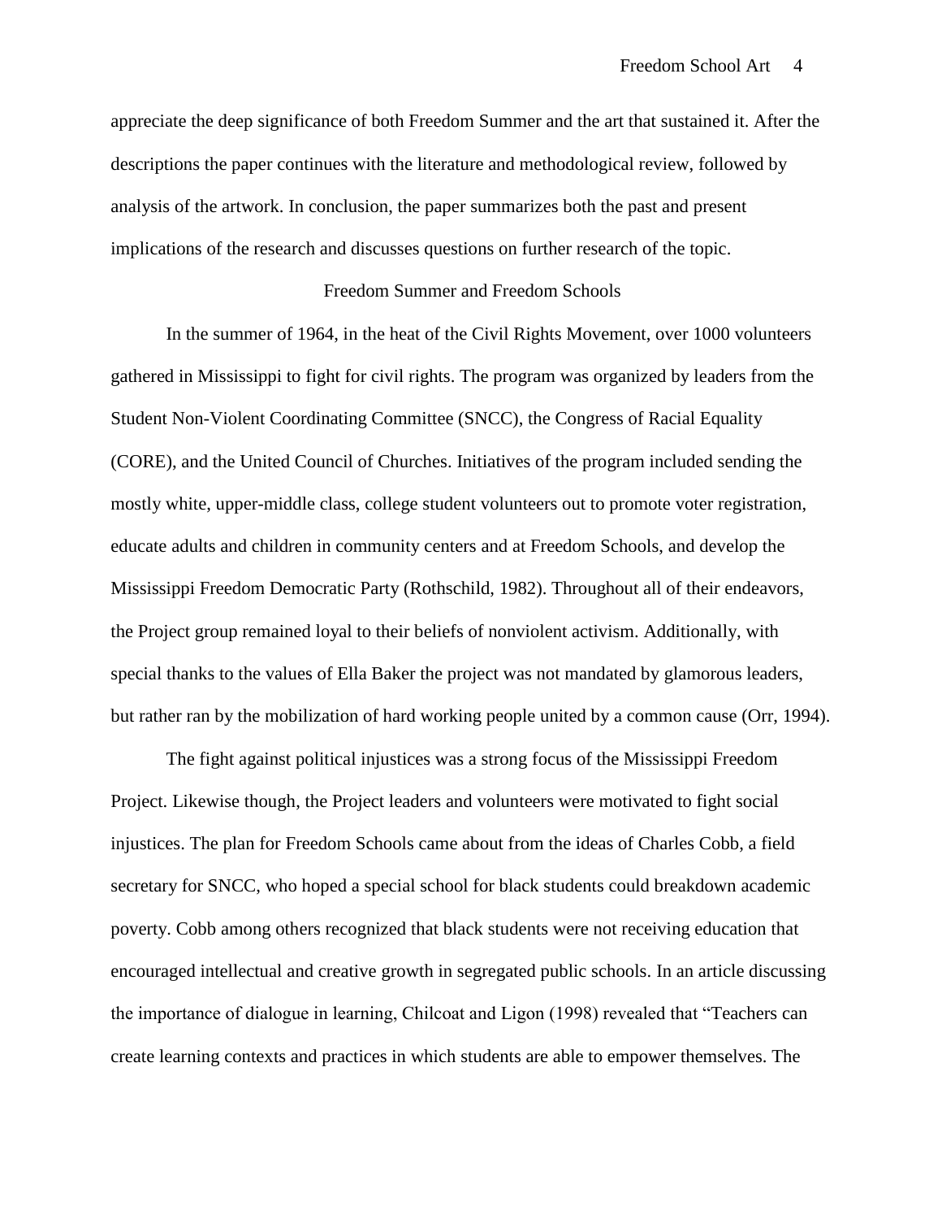appreciate the deep significance of both Freedom Summer and the art that sustained it. After the descriptions the paper continues with the literature and methodological review, followed by analysis of the artwork. In conclusion, the paper summarizes both the past and present implications of the research and discusses questions on further research of the topic.

## Freedom Summer and Freedom Schools

In the summer of 1964, in the heat of the Civil Rights Movement, over 1000 volunteers gathered in Mississippi to fight for civil rights. The program was organized by leaders from the Student Non-Violent Coordinating Committee (SNCC), the Congress of Racial Equality (CORE), and the United Council of Churches. Initiatives of the program included sending the mostly white, upper-middle class, college student volunteers out to promote voter registration, educate adults and children in community centers and at Freedom Schools, and develop the Mississippi Freedom Democratic Party (Rothschild, 1982). Throughout all of their endeavors, the Project group remained loyal to their beliefs of nonviolent activism. Additionally, with special thanks to the values of Ella Baker the project was not mandated by glamorous leaders, but rather ran by the mobilization of hard working people united by a common cause (Orr, 1994).

The fight against political injustices was a strong focus of the Mississippi Freedom Project. Likewise though, the Project leaders and volunteers were motivated to fight social injustices. The plan for Freedom Schools came about from the ideas of Charles Cobb, a field secretary for SNCC, who hoped a special school for black students could breakdown academic poverty. Cobb among others recognized that black students were not receiving education that encouraged intellectual and creative growth in segregated public schools. In an article discussing the importance of dialogue in learning, Chilcoat and Ligon (1998) revealed that "Teachers can create learning contexts and practices in which students are able to empower themselves. The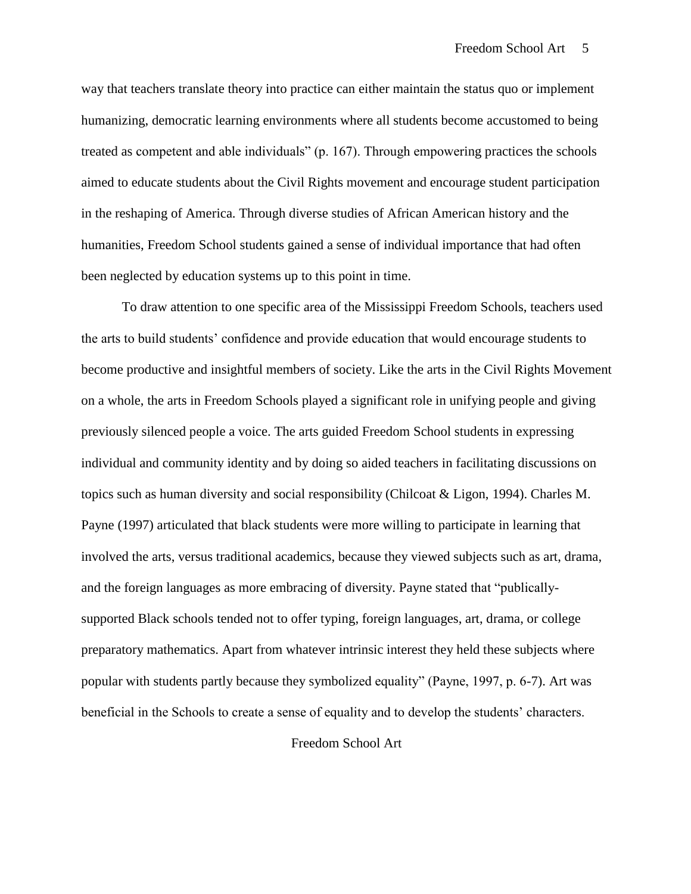way that teachers translate theory into practice can either maintain the status quo or implement humanizing, democratic learning environments where all students become accustomed to being treated as competent and able individuals" (p. 167). Through empowering practices the schools aimed to educate students about the Civil Rights movement and encourage student participation in the reshaping of America. Through diverse studies of African American history and the humanities, Freedom School students gained a sense of individual importance that had often been neglected by education systems up to this point in time.

To draw attention to one specific area of the Mississippi Freedom Schools, teachers used the arts to build students' confidence and provide education that would encourage students to become productive and insightful members of society. Like the arts in the Civil Rights Movement on a whole, the arts in Freedom Schools played a significant role in unifying people and giving previously silenced people a voice. The arts guided Freedom School students in expressing individual and community identity and by doing so aided teachers in facilitating discussions on topics such as human diversity and social responsibility (Chilcoat & Ligon, 1994). Charles M. Payne (1997) articulated that black students were more willing to participate in learning that involved the arts, versus traditional academics, because they viewed subjects such as art, drama, and the foreign languages as more embracing of diversity. Payne stated that "publically-supported Black schools tended not to offer typing, foreign languages, art, drama, or college preparatory mathematics. Apart from whatever intrinsic interest they held these subjects where popular with students partly because they symbolized equality" (Payne, 1997, p. 6-7). Art was beneficial in the Schools to create a sense of equality and to develop the students' characters.

## Freedom School Art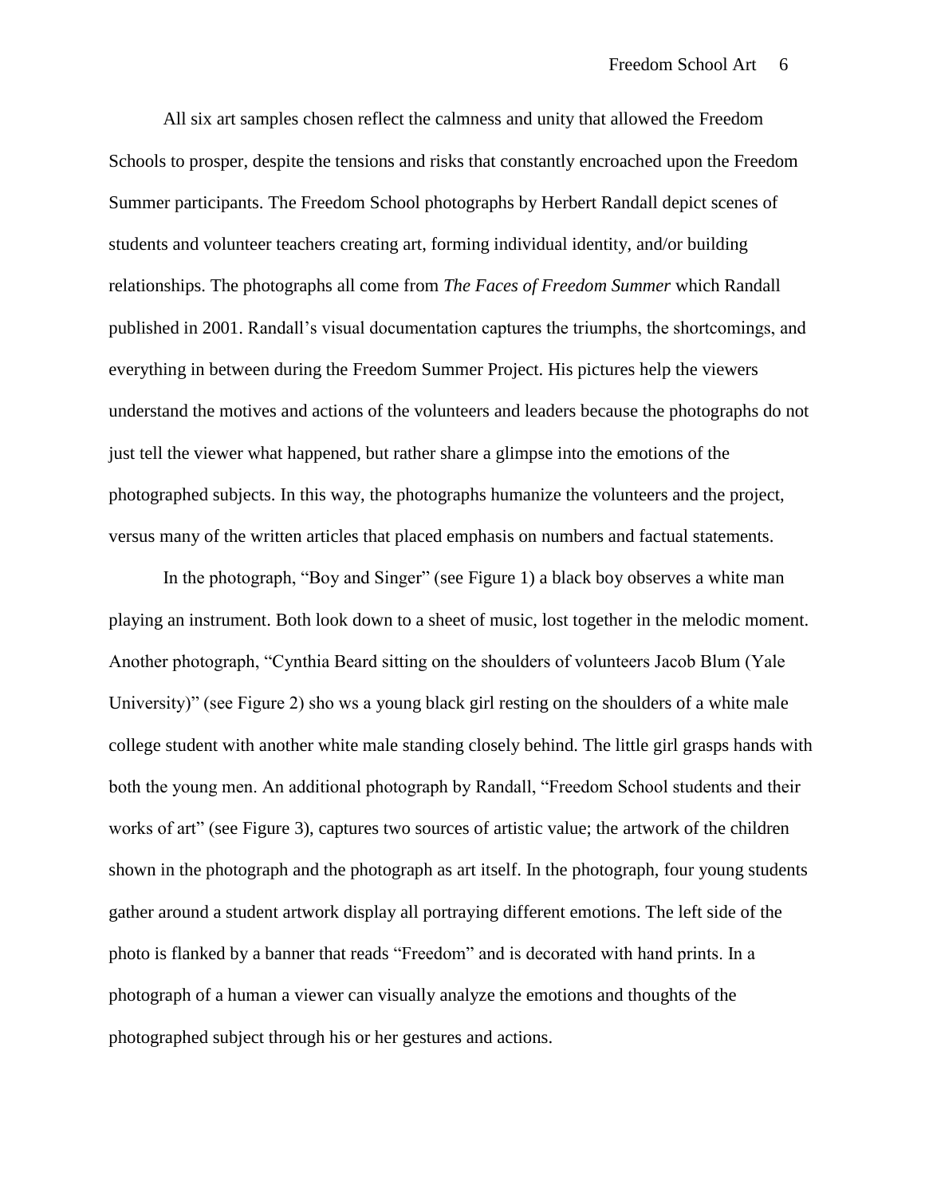All six art samples chosen reflect the calmness and unity that allowed the Freedom Schools to prosper, despite the tensions and risks that constantly encroached upon the Freedom Summer participants. The Freedom School photographs by Herbert Randall depict scenes of students and volunteer teachers creating art, forming individual identity, and/or building relationships. The photographs all come from *The Faces of Freedom Summer* which Randall published in 2001. Randall's visual documentation captures the triumphs, the shortcomings, and everything in between during the Freedom Summer Project. His pictures help the viewers understand the motives and actions of the volunteers and leaders because the photographs do not just tell the viewer what happened, but rather share a glimpse into the emotions of the photographed subjects. In this way, the photographs humanize the volunteers and the project, versus many of the written articles that placed emphasis on numbers and factual statements.

In the photograph, "Boy and Singer" (see Figure 1) a black boy observes a white man playing an instrument. Both look down to a sheet of music, lost together in the melodic moment. Another photograph, "Cynthia Beard sitting on the shoulders of volunteers Jacob Blum (Yale University)" (see Figure 2) sho ws a young black girl resting on the shoulders of a white male college student with another white male standing closely behind. The little girl grasps hands with both the young men. An additional photograph by Randall, "Freedom School students and their works of art" (see Figure 3), captures two sources of artistic value; the artwork of the children shown in the photograph and the photograph as art itself. In the photograph, four young students gather around a student artwork display all portraying different emotions. The left side of the photo is flanked by a banner that reads "Freedom" and is decorated with hand prints. In a photograph of a human a viewer can visually analyze the emotions and thoughts of the photographed subject through his or her gestures and actions.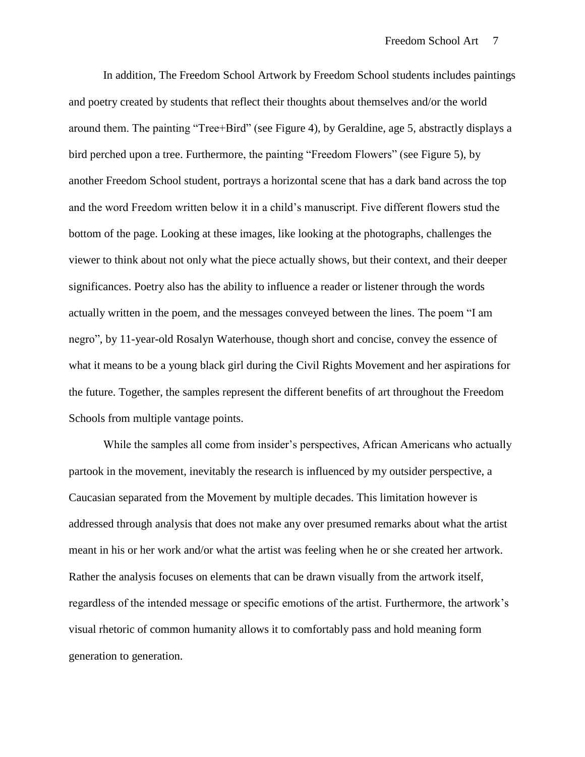In addition, The Freedom School Artwork by Freedom School students includes paintings and poetry created by students that reflect their thoughts about themselves and/or the world around them. The painting "Tree+Bird" (see Figure 4), by Geraldine, age 5, abstractly displays a bird perched upon a tree. Furthermore, the painting "Freedom Flowers" (see Figure 5), by another Freedom School student, portrays a horizontal scene that has a dark band across the top and the word Freedom written below it in a child's manuscript. Five different flowers stud the bottom of the page. Looking at these images, like looking at the photographs, challenges the viewer to think about not only what the piece actually shows, but their context, and their deeper significances. Poetry also has the ability to influence a reader or listener through the words actually written in the poem, and the messages conveyed between the lines. The poem "I am negro", by 11-year-old Rosalyn Waterhouse, though short and concise, convey the essence of what it means to be a young black girl during the Civil Rights Movement and her aspirations for the future. Together, the samples represent the different benefits of art throughout the Freedom Schools from multiple vantage points.

While the samples all come from insider's perspectives, African Americans who actually partook in the movement, inevitably the research is influenced by my outsider perspective, a Caucasian separated from the Movement by multiple decades. This limitation however is addressed through analysis that does not make any over presumed remarks about what the artist meant in his or her work and/or what the artist was feeling when he or she created her artwork. Rather the analysis focuses on elements that can be drawn visually from the artwork itself, regardless of the intended message or specific emotions of the artist. Furthermore, the artwork's visual rhetoric of common humanity allows it to comfortably pass and hold meaning form generation to generation.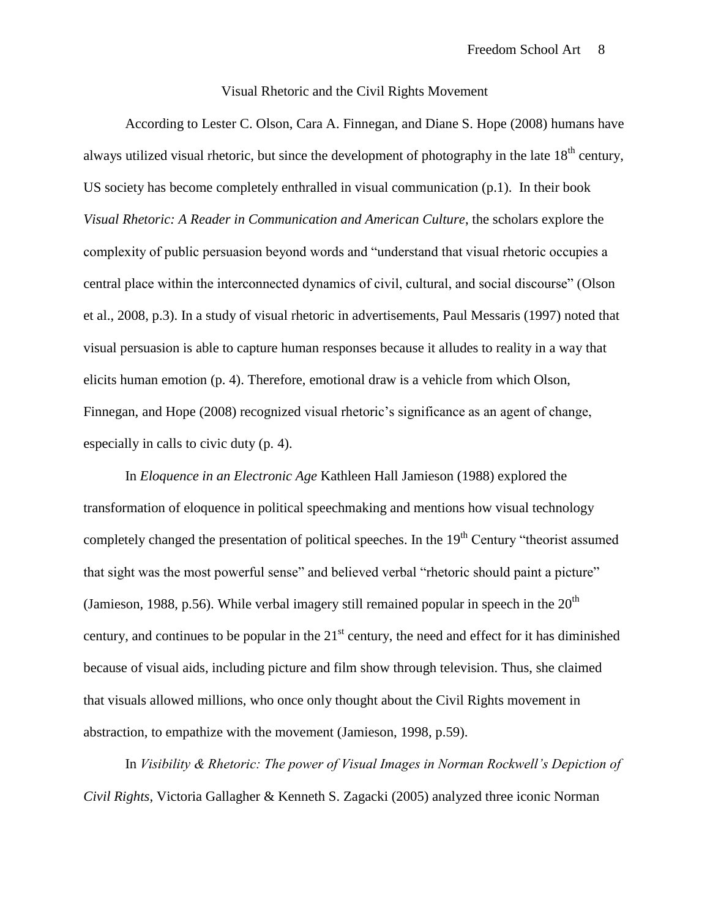## Visual Rhetoric and the Civil Rights Movement

According to Lester C. Olson, Cara A. Finnegan, and Diane S. Hope (2008) humans have always utilized visual rhetoric, but since the development of photography in the late 18th century, US society has become completely enthralled in visual communication (p.1). In their book *Visual Rhetoric: A Reader in Communication and American Culture*, the scholars explore the complexity of public persuasion beyond words and "understand that visual rhetoric occupies a central place within the interconnected dynamics of civil, cultural, and social discourse" (Olson et al., 2008, p.3). In a study of visual rhetoric in advertisements, Paul Messaris (1997) noted that visual persuasion is able to capture human responses because it alludes to reality in a way that elicits human emotion (p. 4). Therefore, emotional draw is a vehicle from which Olson, Finnegan, and Hope (2008) recognized visual rhetoric's significance as an agent of change, especially in calls to civic duty (p. 4).

In *Eloquence in an Electronic Age* Kathleen Hall Jamieson (1988) explored the transformation of eloquence in political speechmaking and mentions how visual technology completely changed the presentation of political speeches. In the 19th Century "theorist assumed that sight was the most powerful sense" and believed verbal "rhetoric should paint a picture" (Jamieson, 1988, p.56). While verbal imagery still remained popular in speech in the 20th century, and continues to be popular in the 21st century, the need and effect for it has diminished because of visual aids, including picture and film show through television. Thus, she claimed that visuals allowed millions, who once only thought about the Civil Rights movement in abstraction, to empathize with the movement (Jamieson, 1998, p.59).

In *Visibility & Rhetoric: The power of Visual Images in Norman Rockwell's Depiction of Civil Rights*, Victoria Gallagher & Kenneth S. Zagacki (2005) analyzed three iconic Norman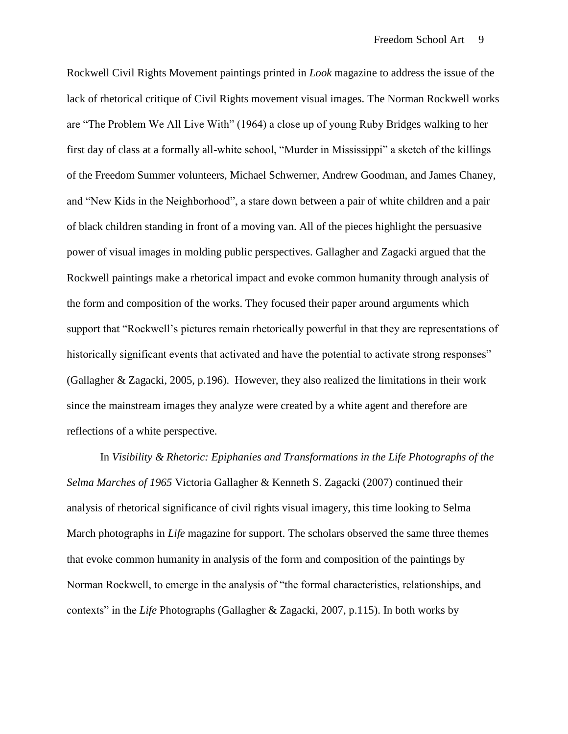Rockwell Civil Rights Movement paintings printed in *Look* magazine to address the issue of the lack of rhetorical critique of Civil Rights movement visual images. The Norman Rockwell works are "The Problem We All Live With" (1964) a close up of young Ruby Bridges walking to her first day of class at a formally all-white school, "Murder in Mississippi" a sketch of the killings of the Freedom Summer volunteers, Michael Schwerner, Andrew Goodman, and James Chaney, and "New Kids in the Neighborhood", a stare down between a pair of white children and a pair of black children standing in front of a moving van. All of the pieces highlight the persuasive power of visual images in molding public perspectives. Gallagher and Zagacki argued that the Rockwell paintings make a rhetorical impact and evoke common humanity through analysis of the form and composition of the works. They focused their paper around arguments which support that "Rockwell's pictures remain rhetorically powerful in that they are representations of historically significant events that activated and have the potential to activate strong responses" (Gallagher & Zagacki, 2005, p.196). However, they also realized the limitations in their work since the mainstream images they analyze were created by a white agent and therefore are reflections of a white perspective.

In *Visibility & Rhetoric: Epiphanies and Transformations in the Life Photographs of the Selma Marches of 1965* Victoria Gallagher & Kenneth S. Zagacki (2007) continued their analysis of rhetorical significance of civil rights visual imagery, this time looking to Selma March photographs in *Life* magazine for support. The scholars observed the same three themes that evoke common humanity in analysis of the form and composition of the paintings by Norman Rockwell, to emerge in the analysis of "the formal characteristics, relationships, and contexts" in the *Life* Photographs (Gallagher & Zagacki, 2007, p.115). In both works by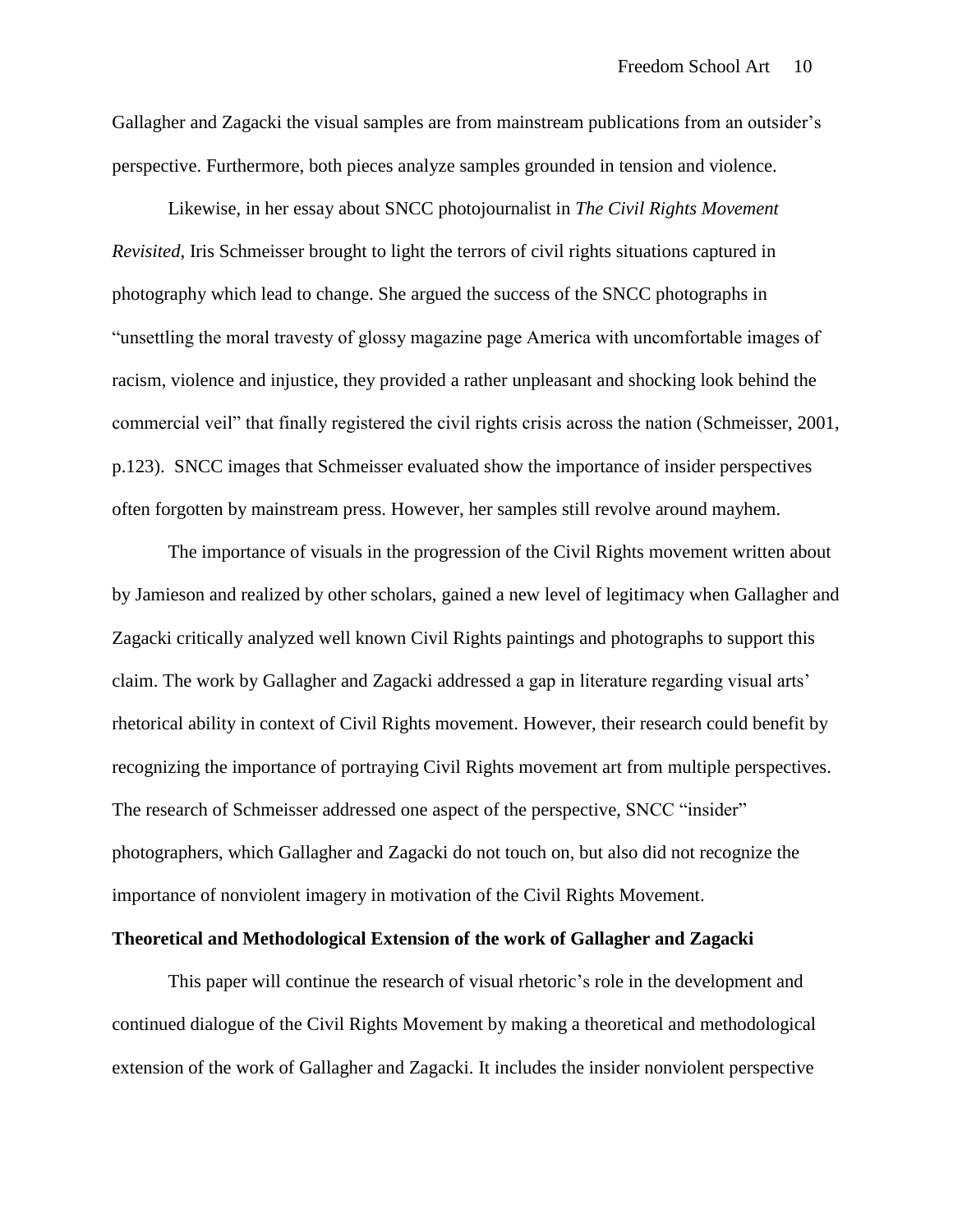Gallagher and Zagacki the visual samples are from mainstream publications from an outsider's perspective. Furthermore, both pieces analyze samples grounded in tension and violence.

Likewise, in her essay about SNCC photojournalist in *The Civil Rights Movement Revisited*, Iris Schmeisser brought to light the terrors of civil rights situations captured in photography which lead to change. She argued the success of the SNCC photographs in "unsettling the moral travesty of glossy magazine page America with uncomfortable images of racism, violence and injustice, they provided a rather unpleasant and shocking look behind the commercial veil" that finally registered the civil rights crisis across the nation (Schmeisser, 2001, p.123). SNCC images that Schmeisser evaluated show the importance of insider perspectives often forgotten by mainstream press. However, her samples still revolve around mayhem.

The importance of visuals in the progression of the Civil Rights movement written about by Jamieson and realized by other scholars, gained a new level of legitimacy when Gallagher and Zagacki critically analyzed well known Civil Rights paintings and photographs to support this claim. The work by Gallagher and Zagacki addressed a gap in literature regarding visual arts' rhetorical ability in context of Civil Rights movement. However, their research could benefit by recognizing the importance of portraying Civil Rights movement art from multiple perspectives. The research of Schmeisser addressed one aspect of the perspective, SNCC "insider" photographers, which Gallagher and Zagacki do not touch on, but also did not recognize the importance of nonviolent imagery in motivation of the Civil Rights Movement.

**Theoretical and Methodological Extension of the work of Gallagher and Zagacki**

This paper will continue the research of visual rhetoric's role in the development and continued dialogue of the Civil Rights Movement by making a theoretical and methodological extension of the work of Gallagher and Zagacki. It includes the insider nonviolent perspective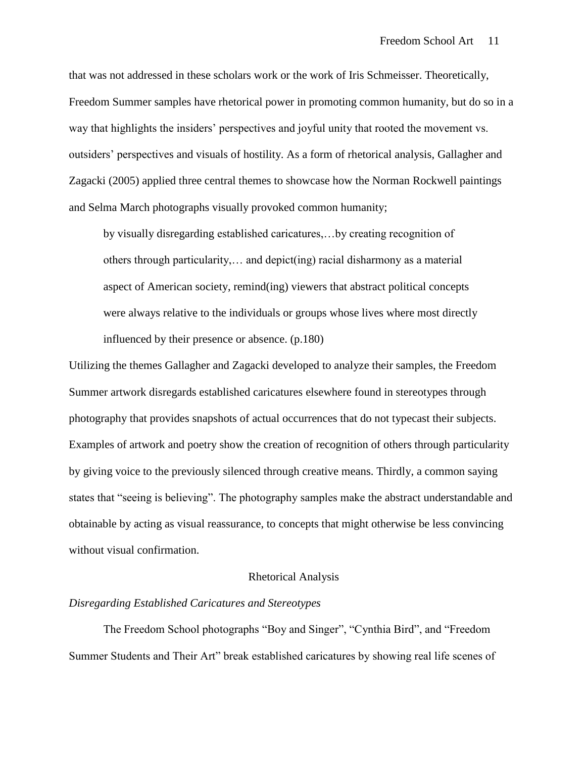that was not addressed in these scholars work or the work of Iris Schmeisser. Theoretically, Freedom Summer samples have rhetorical power in promoting common humanity, but do so in a way that highlights the insiders' perspectives and joyful unity that rooted the movement vs. outsiders' perspectives and visuals of hostility. As a form of rhetorical analysis, Gallagher and Zagacki (2005) applied three central themes to showcase how the Norman Rockwell paintings and Selma March photographs visually provoked common humanity;

> by visually disregarding established caricatures,…by creating recognition of others through particularity,… and depict(ing) racial disharmony as a material aspect of American society, remind(ing) viewers that abstract political concepts were always relative to the individuals or groups whose lives where most directly influenced by their presence or absence. (p.180)

Utilizing the themes Gallagher and Zagacki developed to analyze their samples, the Freedom Summer artwork disregards established caricatures elsewhere found in stereotypes through photography that provides snapshots of actual occurrences that do not typecast their subjects. Examples of artwork and poetry show the creation of recognition of others through particularity by giving voice to the previously silenced through creative means. Thirdly, a common saying states that "seeing is believing". The photography samples make the abstract understandable and obtainable by acting as visual reassurance, to concepts that might otherwise be less convincing without visual confirmation.

## Rhetorical Analysis

### *Disregarding Established Caricatures and Stereotypes*

The Freedom School photographs "Boy and Singer", "Cynthia Bird", and "Freedom Summer Students and Their Art" break established caricatures by showing real life scenes of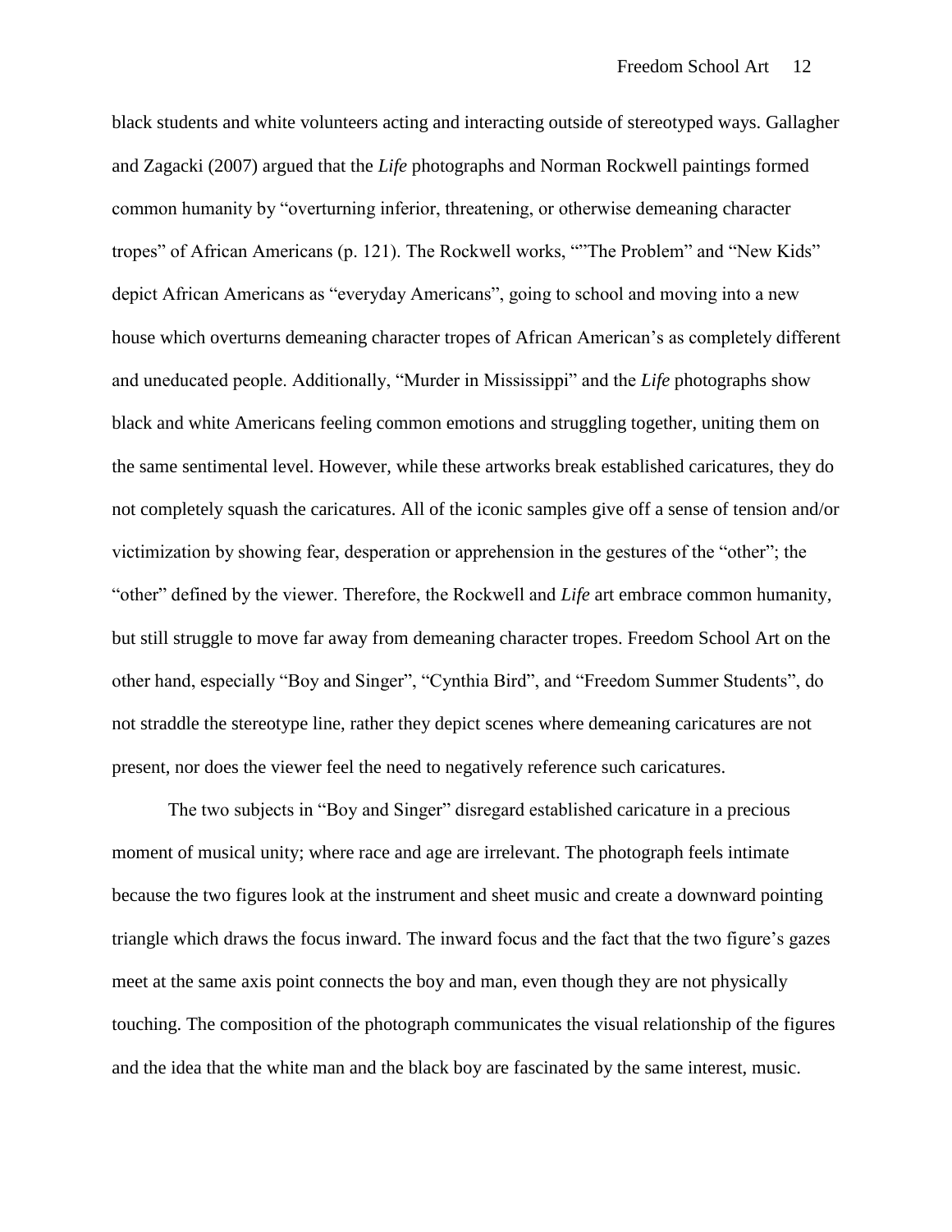black students and white volunteers acting and interacting outside of stereotyped ways. Gallagher and Zagacki (2007) argued that the *Life* photographs and Norman Rockwell paintings formed common humanity by "overturning inferior, threatening, or otherwise demeaning character tropes" of African Americans (p. 121). The Rockwell works, ""The Problem" and "New Kids" depict African Americans as "everyday Americans", going to school and moving into a new house which overturns demeaning character tropes of African American's as completely different and uneducated people. Additionally, "Murder in Mississippi" and the *Life* photographs show black and white Americans feeling common emotions and struggling together, uniting them on the same sentimental level. However, while these artworks break established caricatures, they do not completely squash the caricatures. All of the iconic samples give off a sense of tension and/or victimization by showing fear, desperation or apprehension in the gestures of the "other"; the "other" defined by the viewer. Therefore, the Rockwell and *Life* art embrace common humanity, but still struggle to move far away from demeaning character tropes. Freedom School Art on the other hand, especially "Boy and Singer", "Cynthia Bird", and "Freedom Summer Students", do not straddle the stereotype line, rather they depict scenes where demeaning caricatures are not present, nor does the viewer feel the need to negatively reference such caricatures.

The two subjects in "Boy and Singer" disregard established caricature in a precious moment of musical unity; where race and age are irrelevant. The photograph feels intimate because the two figures look at the instrument and sheet music and create a downward pointing triangle which draws the focus inward. The inward focus and the fact that the two figure's gazes meet at the same axis point connects the boy and man, even though they are not physically touching. The composition of the photograph communicates the visual relationship of the figures and the idea that the white man and the black boy are fascinated by the same interest, music.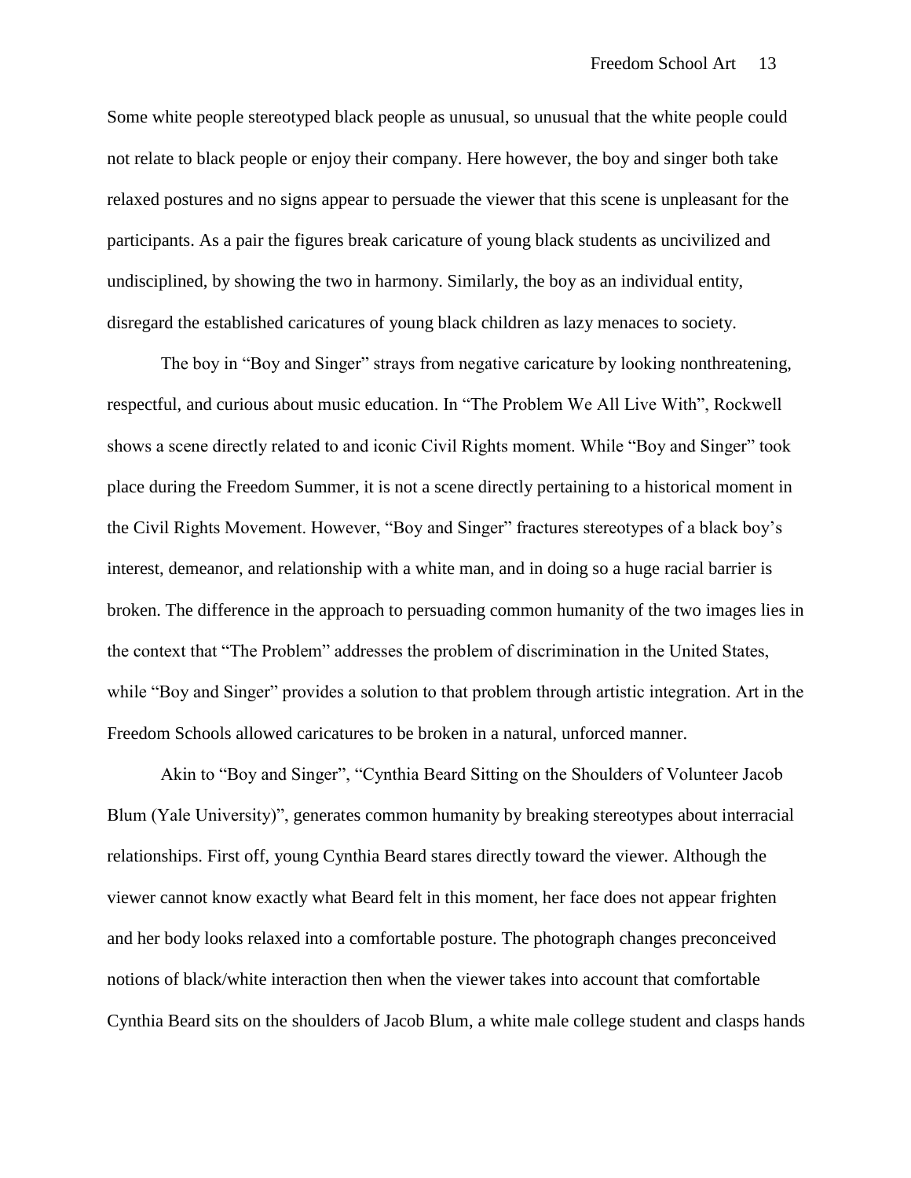Some white people stereotyped black people as unusual, so unusual that the white people could not relate to black people or enjoy their company. Here however, the boy and singer both take relaxed postures and no signs appear to persuade the viewer that this scene is unpleasant for the participants. As a pair the figures break caricature of young black students as uncivilized and undisciplined, by showing the two in harmony. Similarly, the boy as an individual entity, disregard the established caricatures of young black children as lazy menaces to society.

The boy in "Boy and Singer" strays from negative caricature by looking nonthreatening, respectful, and curious about music education. In "The Problem We All Live With", Rockwell shows a scene directly related to and iconic Civil Rights moment. While "Boy and Singer" took place during the Freedom Summer, it is not a scene directly pertaining to a historical moment in the Civil Rights Movement. However, "Boy and Singer" fractures stereotypes of a black boy's interest, demeanor, and relationship with a white man, and in doing so a huge racial barrier is broken. The difference in the approach to persuading common humanity of the two images lies in the context that "The Problem" addresses the problem of discrimination in the United States, while "Boy and Singer" provides a solution to that problem through artistic integration. Art in the Freedom Schools allowed caricatures to be broken in a natural, unforced manner.

Akin to "Boy and Singer", "Cynthia Beard Sitting on the Shoulders of Volunteer Jacob Blum (Yale University)", generates common humanity by breaking stereotypes about interracial relationships. First off, young Cynthia Beard stares directly toward the viewer. Although the viewer cannot know exactly what Beard felt in this moment, her face does not appear frighten and her body looks relaxed into a comfortable posture. The photograph changes preconceived notions of black/white interaction then when the viewer takes into account that comfortable Cynthia Beard sits on the shoulders of Jacob Blum, a white male college student and clasps hands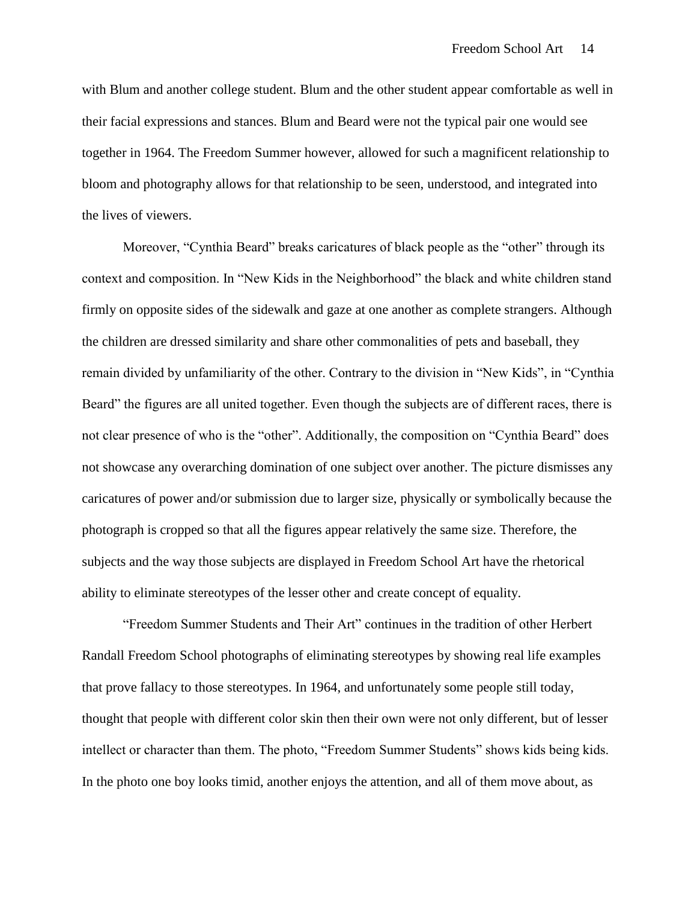with Blum and another college student. Blum and the other student appear comfortable as well in their facial expressions and stances. Blum and Beard were not the typical pair one would see together in 1964. The Freedom Summer however, allowed for such a magnificent relationship to bloom and photography allows for that relationship to be seen, understood, and integrated into the lives of viewers.

Moreover, "Cynthia Beard" breaks caricatures of black people as the "other" through its context and composition. In "New Kids in the Neighborhood" the black and white children stand firmly on opposite sides of the sidewalk and gaze at one another as complete strangers. Although the children are dressed similarity and share other commonalities of pets and baseball, they remain divided by unfamiliarity of the other. Contrary to the division in "New Kids", in "Cynthia Beard" the figures are all united together. Even though the subjects are of different races, there is not clear presence of who is the "other". Additionally, the composition on "Cynthia Beard" does not showcase any overarching domination of one subject over another. The picture dismisses any caricatures of power and/or submission due to larger size, physically or symbolically because the photograph is cropped so that all the figures appear relatively the same size. Therefore, the subjects and the way those subjects are displayed in Freedom School Art have the rhetorical ability to eliminate stereotypes of the lesser other and create concept of equality.

"Freedom Summer Students and Their Art" continues in the tradition of other Herbert Randall Freedom School photographs of eliminating stereotypes by showing real life examples that prove fallacy to those stereotypes. In 1964, and unfortunately some people still today, thought that people with different color skin then their own were not only different, but of lesser intellect or character than them. The photo, "Freedom Summer Students" shows kids being kids. In the photo one boy looks timid, another enjoys the attention, and all of them move about, as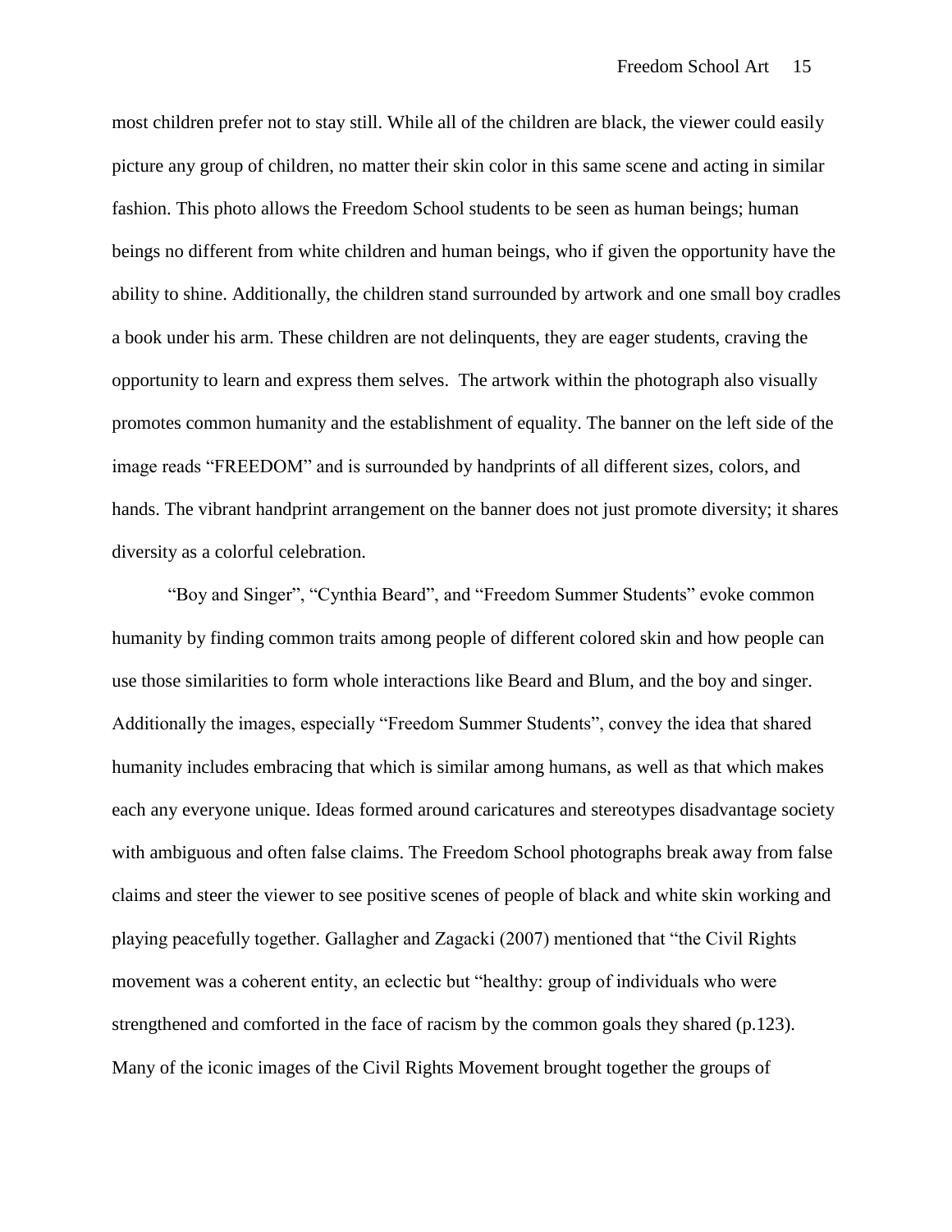most children prefer not to stay still. While all of the children are black, the viewer could easily picture any group of children, no matter their skin color in this same scene and acting in similar fashion. This photo allows the Freedom School students to be seen as human beings; human beings no different from white children and human beings, who if given the opportunity have the ability to shine. Additionally, the children stand surrounded by artwork and one small boy cradles a book under his arm. These children are not delinquents, they are eager students, craving the opportunity to learn and express them selves.  The artwork within the photograph also visually promotes common humanity and the establishment of equality. The banner on the left side of the image reads "FREEDOM" and is surrounded by handprints of all different sizes, colors, and hands. The vibrant handprint arrangement on the banner does not just promote diversity; it shares diversity as a colorful celebration.

"Boy and Singer", "Cynthia Beard", and "Freedom Summer Students" evoke common humanity by finding common traits among people of different colored skin and how people can use those similarities to form whole interactions like Beard and Blum, and the boy and singer. Additionally the images, especially "Freedom Summer Students", convey the idea that shared humanity includes embracing that which is similar among humans, as well as that which makes each any everyone unique. Ideas formed around caricatures and stereotypes disadvantage society with ambiguous and often false claims. The Freedom School photographs break away from false claims and steer the viewer to see positive scenes of people of black and white skin working and playing peacefully together. Gallagher and Zagacki (2007) mentioned that "the Civil Rights movement was a coherent entity, an eclectic but "healthy: group of individuals who were strengthened and comforted in the face of racism by the common goals they shared (p.123). Many of the iconic images of the Civil Rights Movement brought together the groups of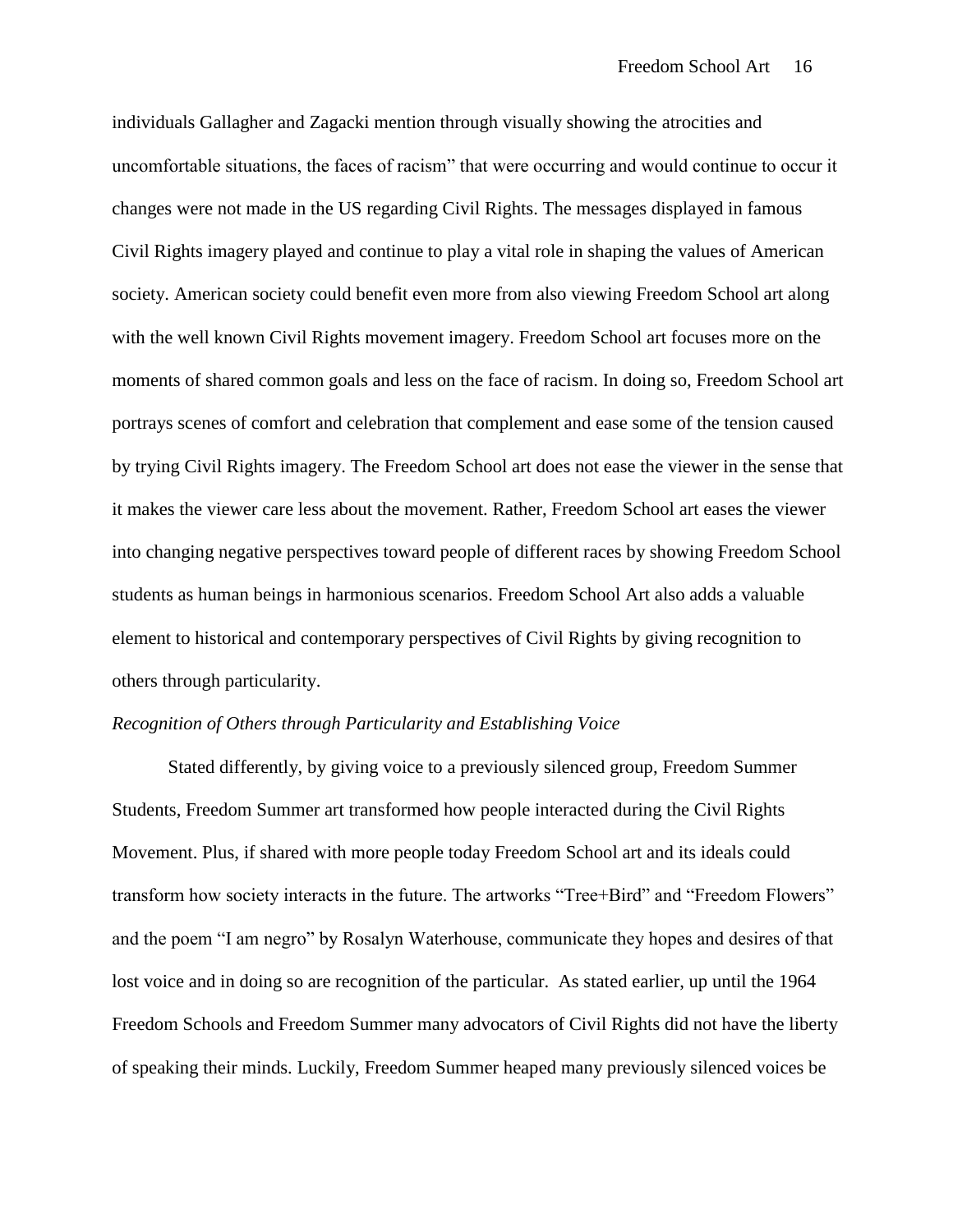individuals Gallagher and Zagacki mention through visually showing the atrocities and uncomfortable situations, the faces of racism" that were occurring and would continue to occur it changes were not made in the US regarding Civil Rights. The messages displayed in famous Civil Rights imagery played and continue to play a vital role in shaping the values of American society. American society could benefit even more from also viewing Freedom School art along with the well known Civil Rights movement imagery. Freedom School art focuses more on the moments of shared common goals and less on the face of racism. In doing so, Freedom School art portrays scenes of comfort and celebration that complement and ease some of the tension caused by trying Civil Rights imagery. The Freedom School art does not ease the viewer in the sense that it makes the viewer care less about the movement. Rather, Freedom School art eases the viewer into changing negative perspectives toward people of different races by showing Freedom School students as human beings in harmonious scenarios. Freedom School Art also adds a valuable element to historical and contemporary perspectives of Civil Rights by giving recognition to others through particularity.

*Recognition of Others through Particularity and Establishing Voice*

Stated differently, by giving voice to a previously silenced group, Freedom Summer Students, Freedom Summer art transformed how people interacted during the Civil Rights Movement. Plus, if shared with more people today Freedom School art and its ideals could transform how society interacts in the future. The artworks "Tree+Bird" and "Freedom Flowers" and the poem "I am negro" by Rosalyn Waterhouse, communicate they hopes and desires of that lost voice and in doing so are recognition of the particular. As stated earlier, up until the 1964 Freedom Schools and Freedom Summer many advocators of Civil Rights did not have the liberty of speaking their minds. Luckily, Freedom Summer heaped many previously silenced voices be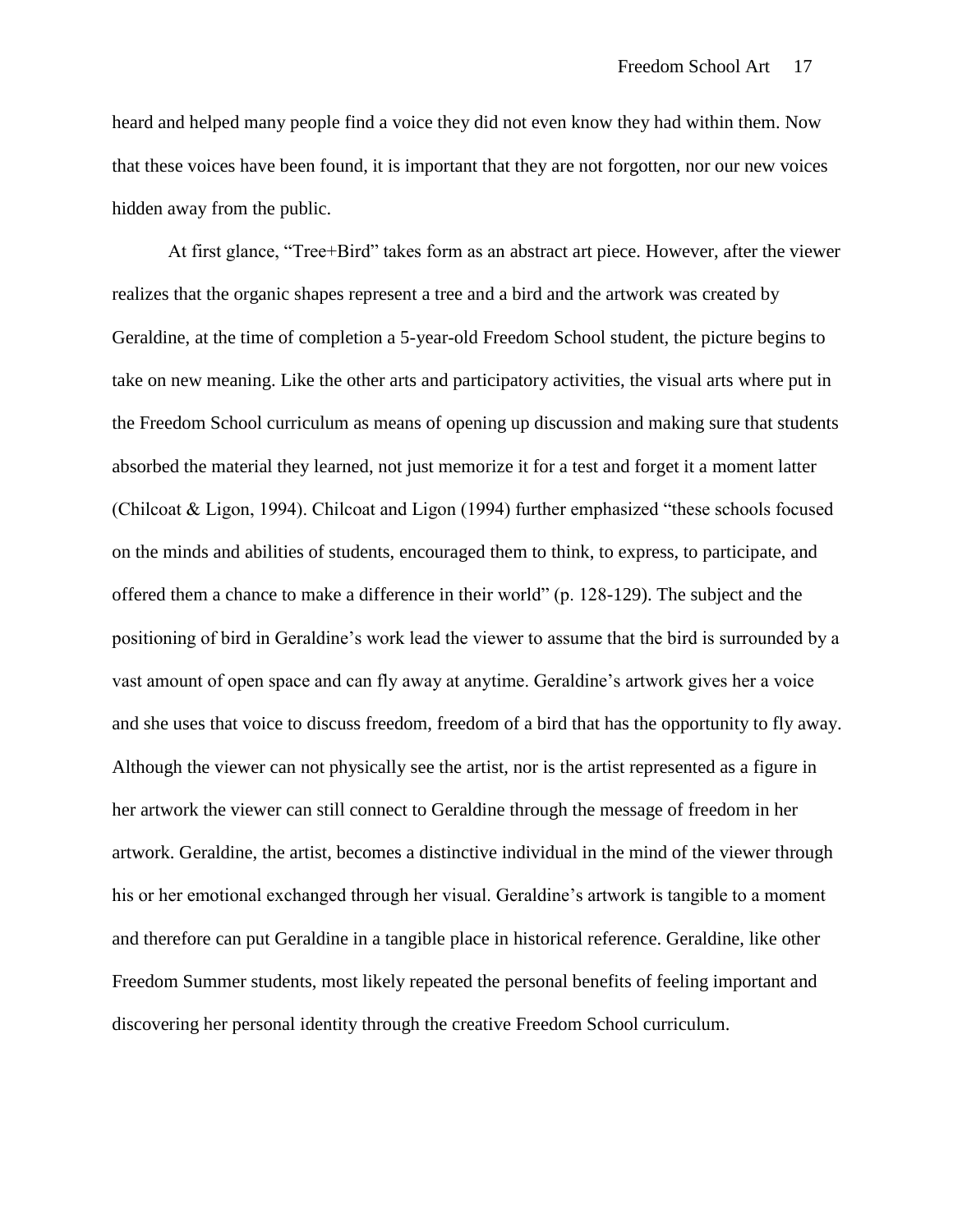heard and helped many people find a voice they did not even know they had within them. Now that these voices have been found, it is important that they are not forgotten, nor our new voices hidden away from the public.

At first glance, “Tree+Bird” takes form as an abstract art piece. However, after the viewer realizes that the organic shapes represent a tree and a bird and the artwork was created by Geraldine, at the time of completion a 5-year-old Freedom School student, the picture begins to take on new meaning. Like the other arts and participatory activities, the visual arts where put in the Freedom School curriculum as means of opening up discussion and making sure that students absorbed the material they learned, not just memorize it for a test and forget it a moment latter (Chilcoat & Ligon, 1994). Chilcoat and Ligon (1994) further emphasized “these schools focused on the minds and abilities of students, encouraged them to think, to express, to participate, and offered them a chance to make a difference in their world” (p. 128-129). The subject and the positioning of bird in Geraldine’s work lead the viewer to assume that the bird is surrounded by a vast amount of open space and can fly away at anytime. Geraldine’s artwork gives her a voice and she uses that voice to discuss freedom, freedom of a bird that has the opportunity to fly away. Although the viewer can not physically see the artist, nor is the artist represented as a figure in her artwork the viewer can still connect to Geraldine through the message of freedom in her artwork. Geraldine, the artist, becomes a distinctive individual in the mind of the viewer through his or her emotional exchanged through her visual. Geraldine’s artwork is tangible to a moment and therefore can put Geraldine in a tangible place in historical reference. Geraldine, like other Freedom Summer students, most likely repeated the personal benefits of feeling important and discovering her personal identity through the creative Freedom School curriculum.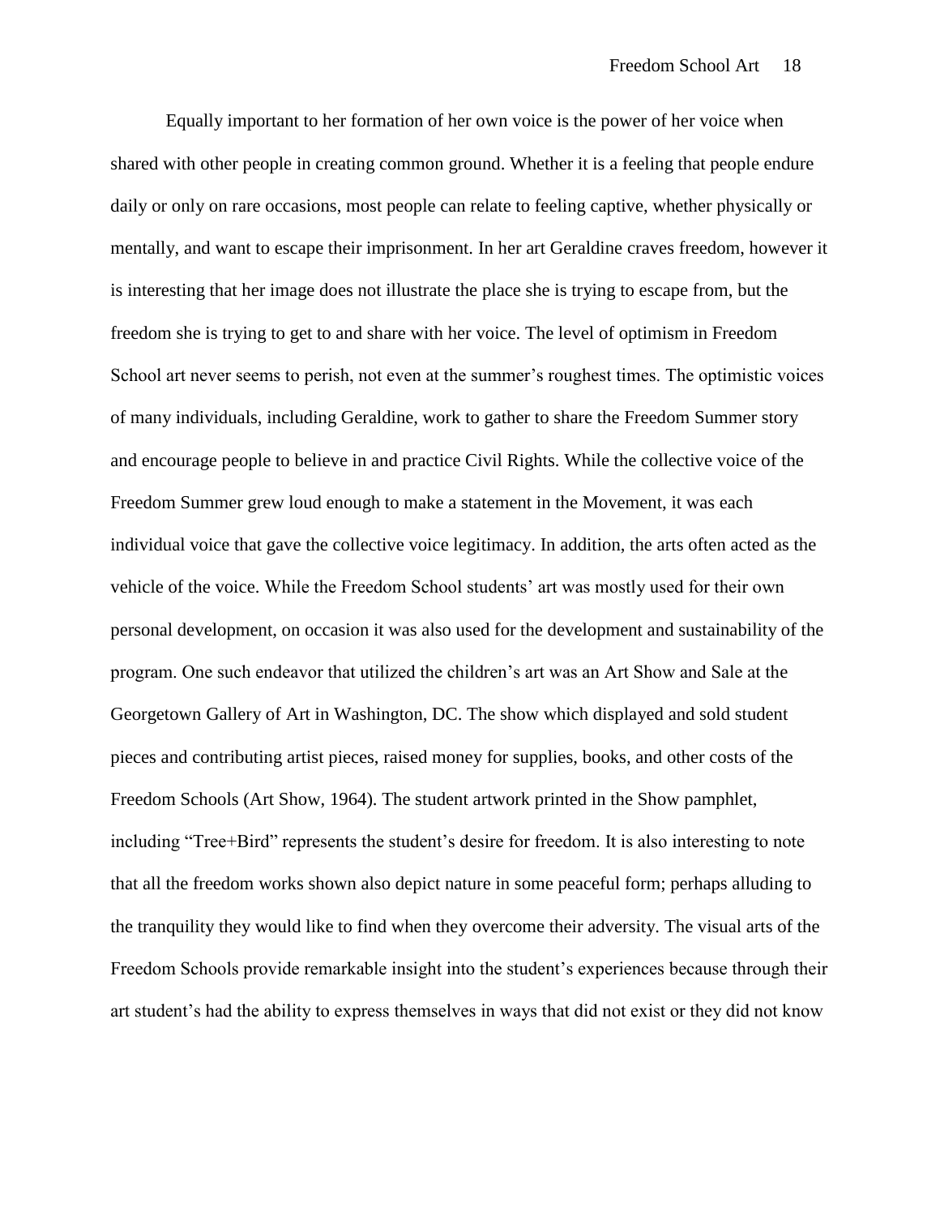Equally important to her formation of her own voice is the power of her voice when shared with other people in creating common ground. Whether it is a feeling that people endure daily or only on rare occasions, most people can relate to feeling captive, whether physically or mentally, and want to escape their imprisonment. In her art Geraldine craves freedom, however it is interesting that her image does not illustrate the place she is trying to escape from, but the freedom she is trying to get to and share with her voice. The level of optimism in Freedom School art never seems to perish, not even at the summer's roughest times. The optimistic voices of many individuals, including Geraldine, work to gather to share the Freedom Summer story and encourage people to believe in and practice Civil Rights. While the collective voice of the Freedom Summer grew loud enough to make a statement in the Movement, it was each individual voice that gave the collective voice legitimacy. In addition, the arts often acted as the vehicle of the voice. While the Freedom School students' art was mostly used for their own personal development, on occasion it was also used for the development and sustainability of the program. One such endeavor that utilized the children's art was an Art Show and Sale at the Georgetown Gallery of Art in Washington, DC. The show which displayed and sold student pieces and contributing artist pieces, raised money for supplies, books, and other costs of the Freedom Schools (Art Show, 1964). The student artwork printed in the Show pamphlet, including "Tree+Bird" represents the student's desire for freedom. It is also interesting to note that all the freedom works shown also depict nature in some peaceful form; perhaps alluding to the tranquility they would like to find when they overcome their adversity. The visual arts of the Freedom Schools provide remarkable insight into the student's experiences because through their art student's had the ability to express themselves in ways that did not exist or they did not know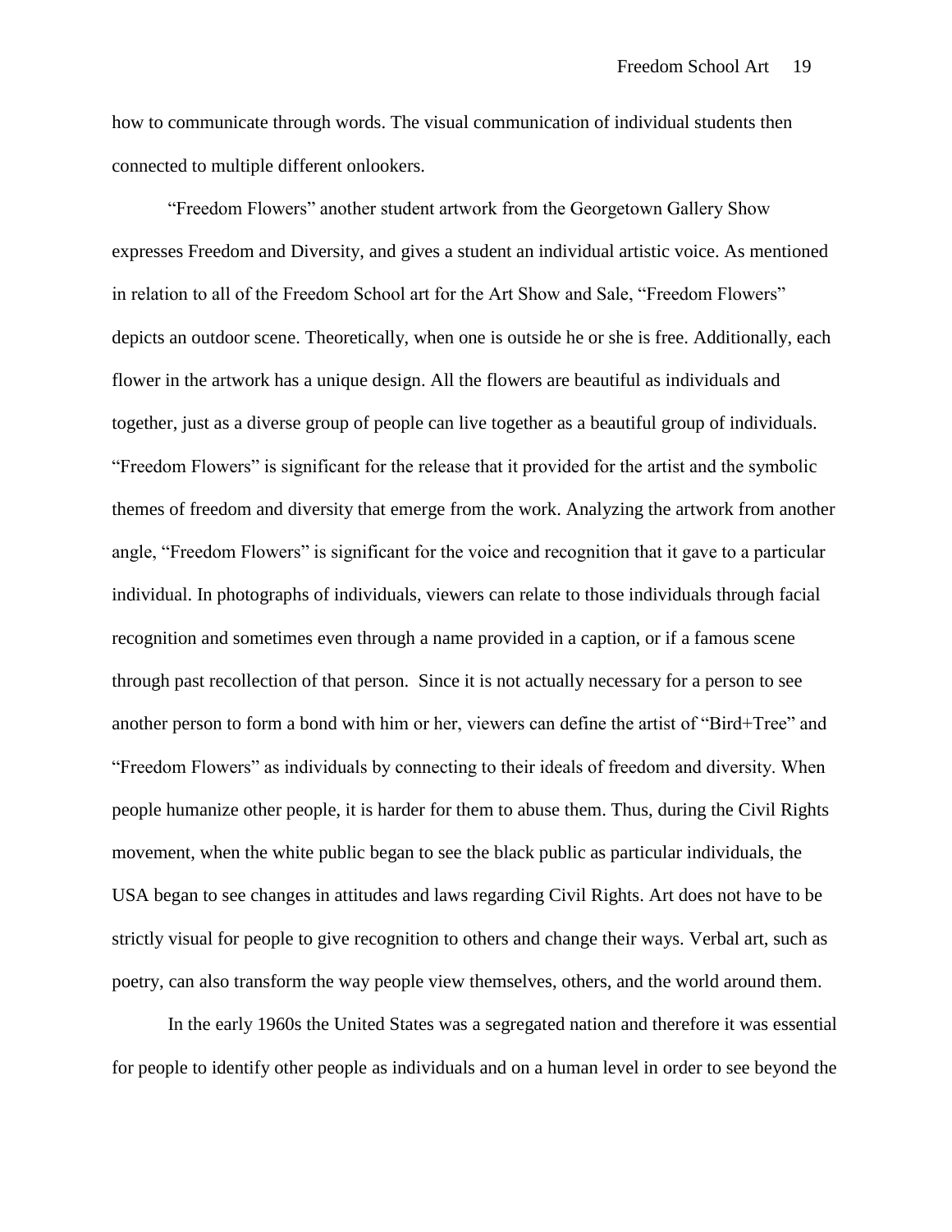how to communicate through words. The visual communication of individual students then connected to multiple different onlookers.

"Freedom Flowers" another student artwork from the Georgetown Gallery Show expresses Freedom and Diversity, and gives a student an individual artistic voice. As mentioned in relation to all of the Freedom School art for the Art Show and Sale, "Freedom Flowers" depicts an outdoor scene. Theoretically, when one is outside he or she is free. Additionally, each flower in the artwork has a unique design. All the flowers are beautiful as individuals and together, just as a diverse group of people can live together as a beautiful group of individuals. "Freedom Flowers" is significant for the release that it provided for the artist and the symbolic themes of freedom and diversity that emerge from the work. Analyzing the artwork from another angle, "Freedom Flowers" is significant for the voice and recognition that it gave to a particular individual. In photographs of individuals, viewers can relate to those individuals through facial recognition and sometimes even through a name provided in a caption, or if a famous scene through past recollection of that person. Since it is not actually necessary for a person to see another person to form a bond with him or her, viewers can define the artist of "Bird+Tree" and "Freedom Flowers" as individuals by connecting to their ideals of freedom and diversity. When people humanize other people, it is harder for them to abuse them. Thus, during the Civil Rights movement, when the white public began to see the black public as particular individuals, the USA began to see changes in attitudes and laws regarding Civil Rights. Art does not have to be strictly visual for people to give recognition to others and change their ways. Verbal art, such as poetry, can also transform the way people view themselves, others, and the world around them.

In the early 1960s the United States was a segregated nation and therefore it was essential for people to identify other people as individuals and on a human level in order to see beyond the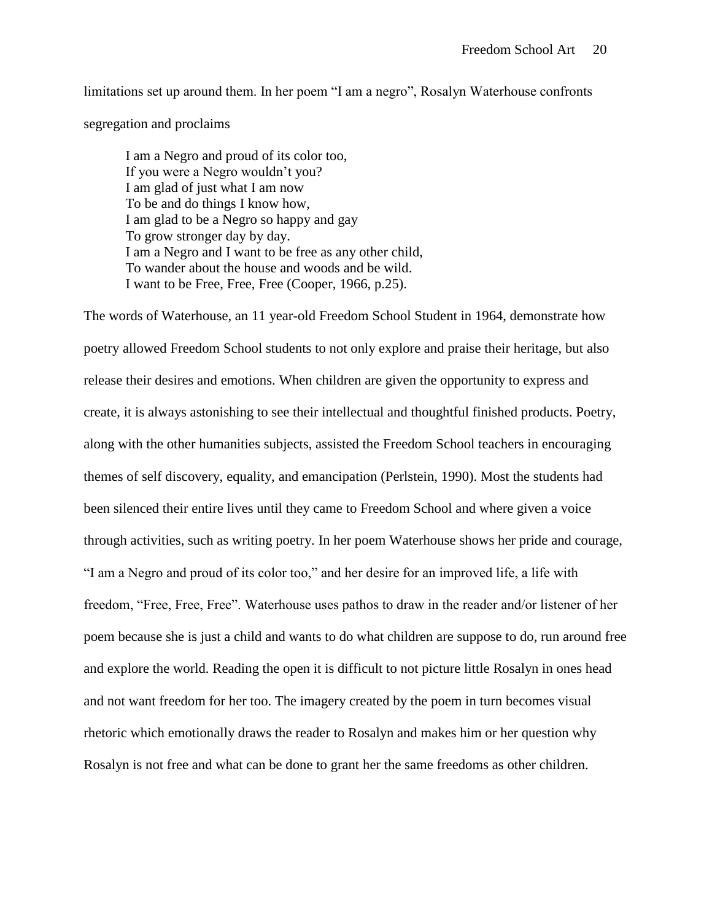limitations set up around them. In her poem "I am a negro", Rosalyn Waterhouse confronts segregation and proclaims

> I am a Negro and proud of its color too,
> If you were a Negro wouldn't you?
> I am glad of just what I am now
> To be and do things I know how,
> I am glad to be a Negro so happy and gay
> To grow stronger day by day.
> I am a Negro and I want to be free as any other child,
> To wander about the house and woods and be wild.
> I want to be Free, Free, Free (Cooper, 1966, p.25).

The words of Waterhouse, an 11 year-old Freedom School Student in 1964, demonstrate how poetry allowed Freedom School students to not only explore and praise their heritage, but also release their desires and emotions. When children are given the opportunity to express and create, it is always astonishing to see their intellectual and thoughtful finished products. Poetry, along with the other humanities subjects, assisted the Freedom School teachers in encouraging themes of self discovery, equality, and emancipation (Perlstein, 1990). Most the students had been silenced their entire lives until they came to Freedom School and where given a voice through activities, such as writing poetry. In her poem Waterhouse shows her pride and courage, "I am a Negro and proud of its color too," and her desire for an improved life, a life with freedom, "Free, Free, Free". Waterhouse uses pathos to draw in the reader and/or listener of her poem because she is just a child and wants to do what children are suppose to do, run around free and explore the world. Reading the open it is difficult to not picture little Rosalyn in ones head and not want freedom for her too. The imagery created by the poem in turn becomes visual rhetoric which emotionally draws the reader to Rosalyn and makes him or her question why Rosalyn is not free and what can be done to grant her the same freedoms as other children.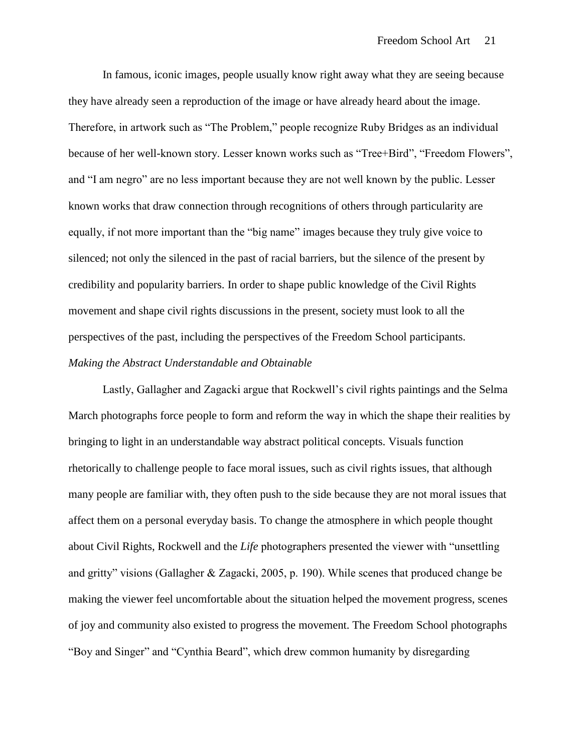In famous, iconic images, people usually know right away what they are seeing because they have already seen a reproduction of the image or have already heard about the image. Therefore, in artwork such as "The Problem," people recognize Ruby Bridges as an individual because of her well-known story. Lesser known works such as "Tree+Bird", "Freedom Flowers", and "I am negro" are no less important because they are not well known by the public. Lesser known works that draw connection through recognitions of others through particularity are equally, if not more important than the "big name" images because they truly give voice to silenced; not only the silenced in the past of racial barriers, but the silence of the present by credibility and popularity barriers. In order to shape public knowledge of the Civil Rights movement and shape civil rights discussions in the present, society must look to all the perspectives of the past, including the perspectives of the Freedom School participants.

*Making the Abstract Understandable and Obtainable*

Lastly, Gallagher and Zagacki argue that Rockwell's civil rights paintings and the Selma March photographs force people to form and reform the way in which the shape their realities by bringing to light in an understandable way abstract political concepts. Visuals function rhetorically to challenge people to face moral issues, such as civil rights issues, that although many people are familiar with, they often push to the side because they are not moral issues that affect them on a personal everyday basis. To change the atmosphere in which people thought about Civil Rights, Rockwell and the *Life* photographers presented the viewer with "unsettling and gritty" visions (Gallagher & Zagacki, 2005, p. 190). While scenes that produced change be making the viewer feel uncomfortable about the situation helped the movement progress, scenes of joy and community also existed to progress the movement. The Freedom School photographs "Boy and Singer" and "Cynthia Beard", which drew common humanity by disregarding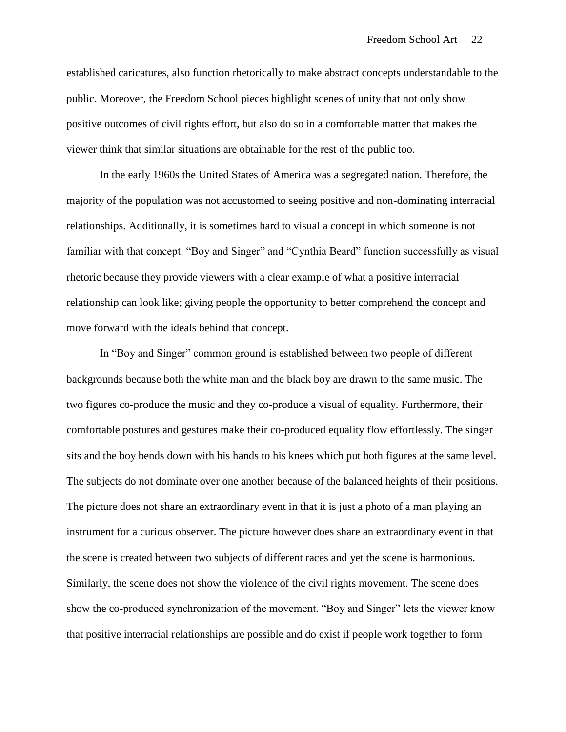established caricatures, also function rhetorically to make abstract concepts understandable to the public. Moreover, the Freedom School pieces highlight scenes of unity that not only show positive outcomes of civil rights effort, but also do so in a comfortable matter that makes the viewer think that similar situations are obtainable for the rest of the public too.

In the early 1960s the United States of America was a segregated nation. Therefore, the majority of the population was not accustomed to seeing positive and non-dominating interracial relationships. Additionally, it is sometimes hard to visual a concept in which someone is not familiar with that concept. "Boy and Singer" and "Cynthia Beard" function successfully as visual rhetoric because they provide viewers with a clear example of what a positive interracial relationship can look like; giving people the opportunity to better comprehend the concept and move forward with the ideals behind that concept.

In "Boy and Singer" common ground is established between two people of different backgrounds because both the white man and the black boy are drawn to the same music. The two figures co-produce the music and they co-produce a visual of equality. Furthermore, their comfortable postures and gestures make their co-produced equality flow effortlessly. The singer sits and the boy bends down with his hands to his knees which put both figures at the same level. The subjects do not dominate over one another because of the balanced heights of their positions. The picture does not share an extraordinary event in that it is just a photo of a man playing an instrument for a curious observer. The picture however does share an extraordinary event in that the scene is created between two subjects of different races and yet the scene is harmonious. Similarly, the scene does not show the violence of the civil rights movement. The scene does show the co-produced synchronization of the movement. "Boy and Singer" lets the viewer know that positive interracial relationships are possible and do exist if people work together to form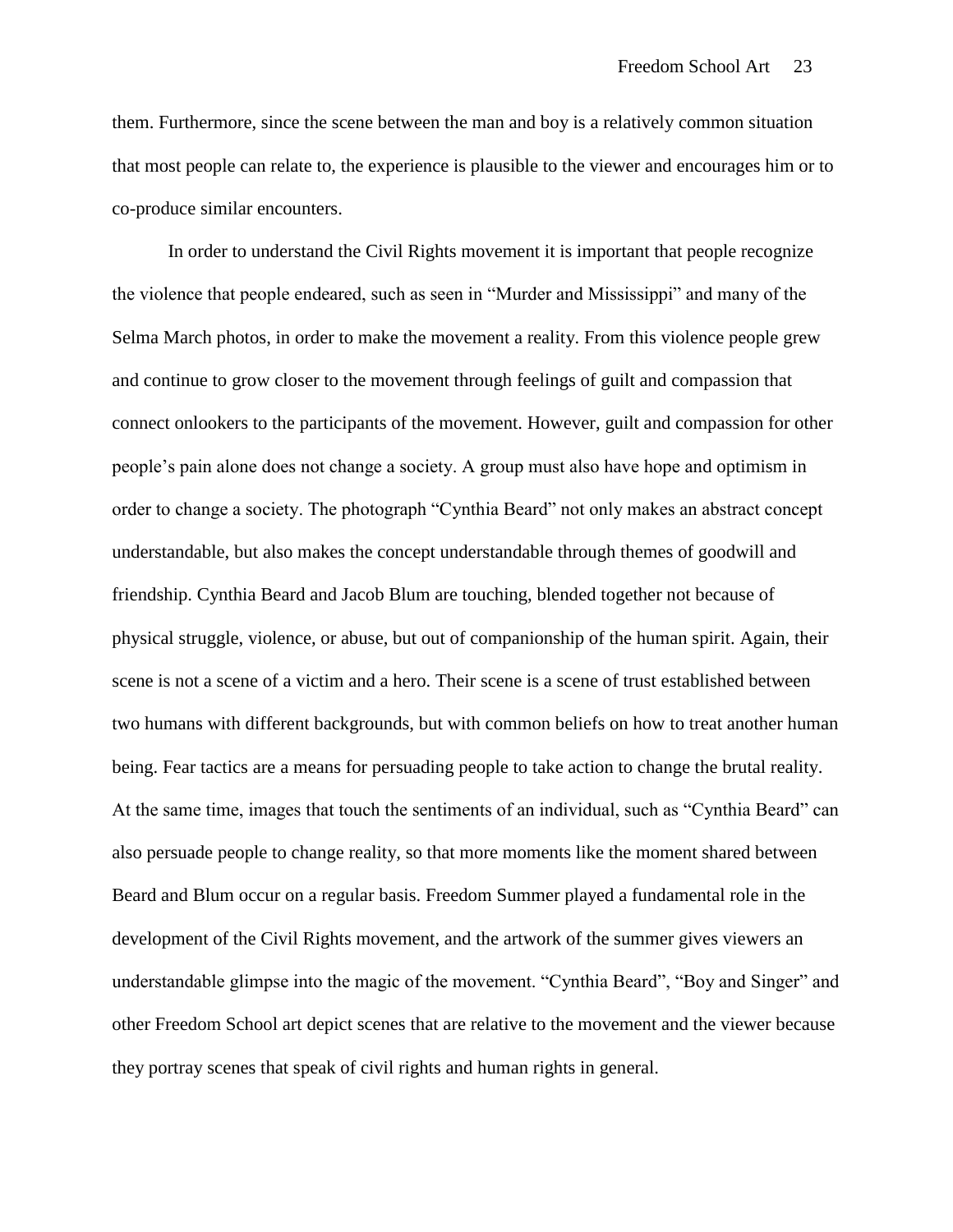them. Furthermore, since the scene between the man and boy is a relatively common situation that most people can relate to, the experience is plausible to the viewer and encourages him or to co-produce similar encounters.

In order to understand the Civil Rights movement it is important that people recognize the violence that people endeared, such as seen in "Murder and Mississippi" and many of the Selma March photos, in order to make the movement a reality. From this violence people grew and continue to grow closer to the movement through feelings of guilt and compassion that connect onlookers to the participants of the movement. However, guilt and compassion for other people's pain alone does not change a society. A group must also have hope and optimism in order to change a society. The photograph "Cynthia Beard" not only makes an abstract concept understandable, but also makes the concept understandable through themes of goodwill and friendship. Cynthia Beard and Jacob Blum are touching, blended together not because of physical struggle, violence, or abuse, but out of companionship of the human spirit. Again, their scene is not a scene of a victim and a hero. Their scene is a scene of trust established between two humans with different backgrounds, but with common beliefs on how to treat another human being. Fear tactics are a means for persuading people to take action to change the brutal reality. At the same time, images that touch the sentiments of an individual, such as "Cynthia Beard" can also persuade people to change reality, so that more moments like the moment shared between Beard and Blum occur on a regular basis. Freedom Summer played a fundamental role in the development of the Civil Rights movement, and the artwork of the summer gives viewers an understandable glimpse into the magic of the movement. "Cynthia Beard", "Boy and Singer" and other Freedom School art depict scenes that are relative to the movement and the viewer because they portray scenes that speak of civil rights and human rights in general.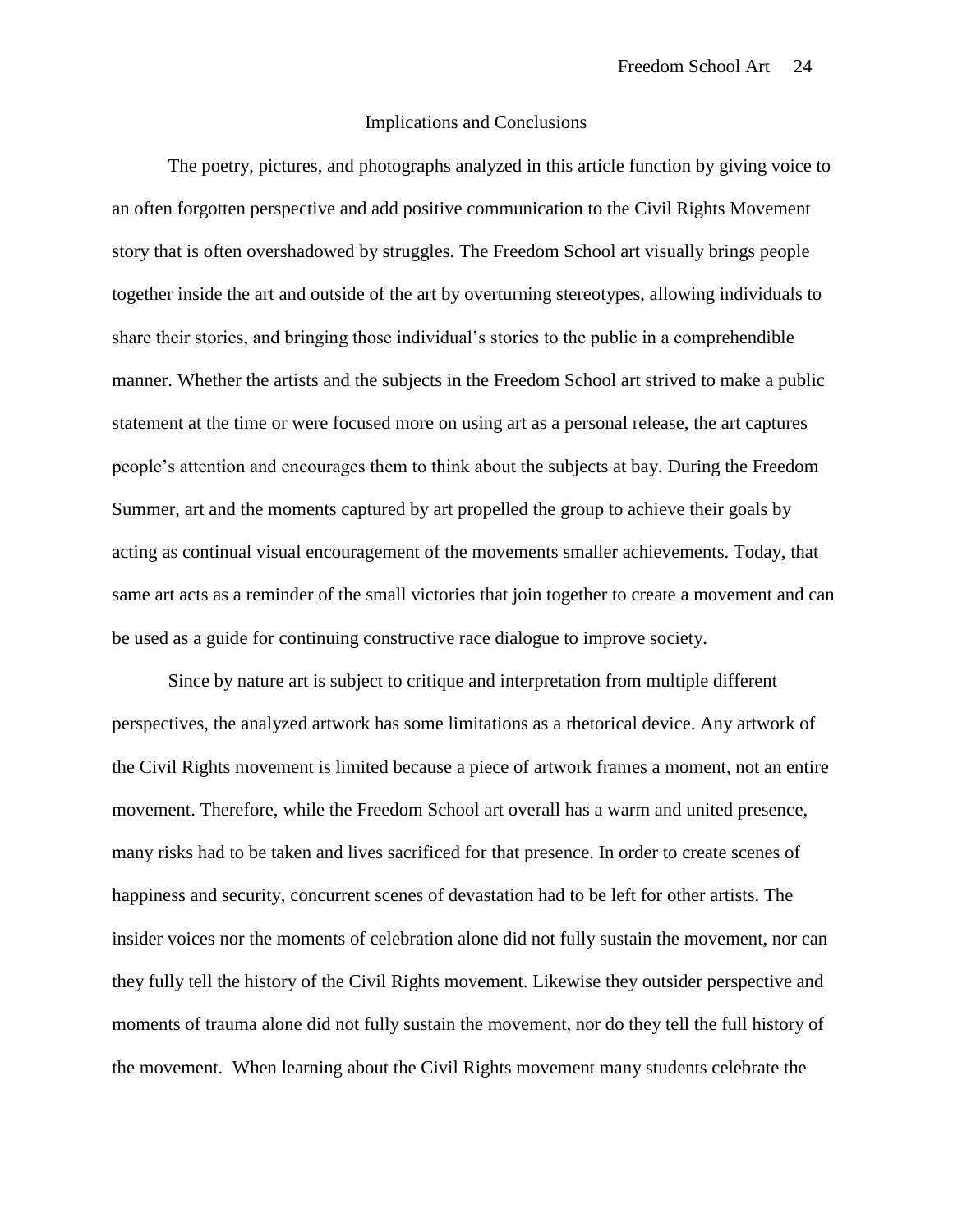## Implications and Conclusions

The poetry, pictures, and photographs analyzed in this article function by giving voice to an often forgotten perspective and add positive communication to the Civil Rights Movement story that is often overshadowed by struggles. The Freedom School art visually brings people together inside the art and outside of the art by overturning stereotypes, allowing individuals to share their stories, and bringing those individual's stories to the public in a comprehendible manner. Whether the artists and the subjects in the Freedom School art strived to make a public statement at the time or were focused more on using art as a personal release, the art captures people's attention and encourages them to think about the subjects at bay. During the Freedom Summer, art and the moments captured by art propelled the group to achieve their goals by acting as continual visual encouragement of the movements smaller achievements. Today, that same art acts as a reminder of the small victories that join together to create a movement and can be used as a guide for continuing constructive race dialogue to improve society.

Since by nature art is subject to critique and interpretation from multiple different perspectives, the analyzed artwork has some limitations as a rhetorical device. Any artwork of the Civil Rights movement is limited because a piece of artwork frames a moment, not an entire movement. Therefore, while the Freedom School art overall has a warm and united presence, many risks had to be taken and lives sacrificed for that presence. In order to create scenes of happiness and security, concurrent scenes of devastation had to be left for other artists. The insider voices nor the moments of celebration alone did not fully sustain the movement, nor can they fully tell the history of the Civil Rights movement. Likewise they outsider perspective and moments of trauma alone did not fully sustain the movement, nor do they tell the full history of the movement. When learning about the Civil Rights movement many students celebrate the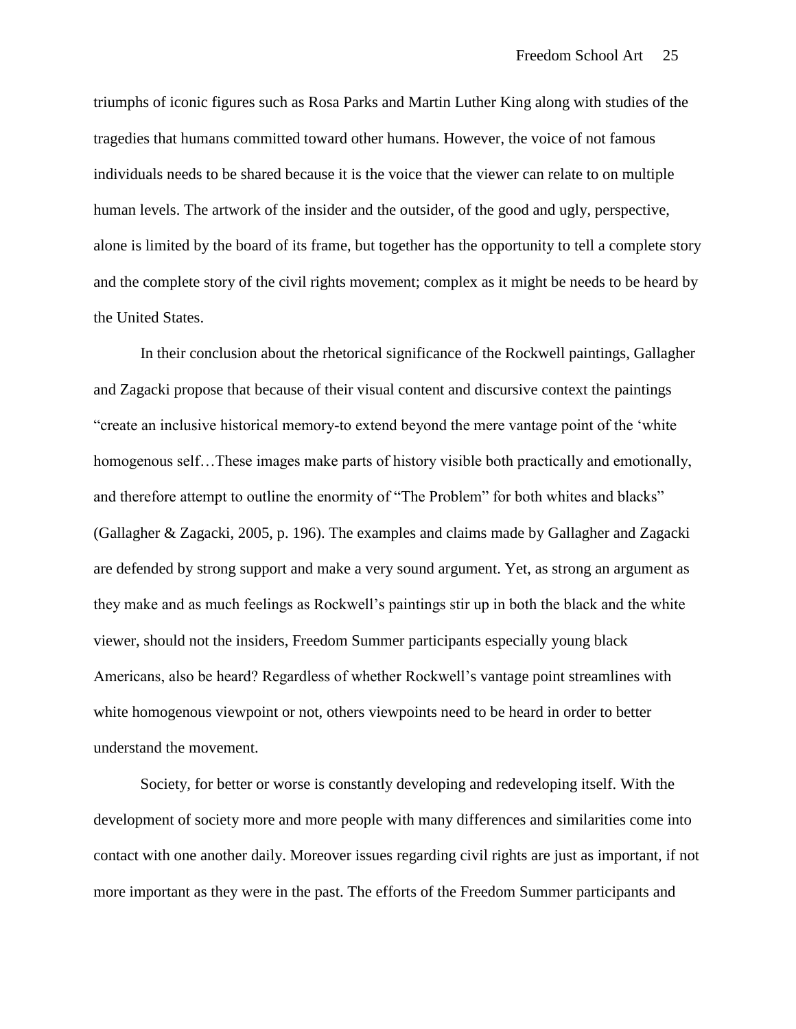triumphs of iconic figures such as Rosa Parks and Martin Luther King along with studies of the tragedies that humans committed toward other humans. However, the voice of not famous individuals needs to be shared because it is the voice that the viewer can relate to on multiple human levels. The artwork of the insider and the outsider, of the good and ugly, perspective, alone is limited by the board of its frame, but together has the opportunity to tell a complete story and the complete story of the civil rights movement; complex as it might be needs to be heard by the United States.

In their conclusion about the rhetorical significance of the Rockwell paintings, Gallagher and Zagacki propose that because of their visual content and discursive context the paintings "create an inclusive historical memory-to extend beyond the mere vantage point of the 'white homogenous self…These images make parts of history visible both practically and emotionally, and therefore attempt to outline the enormity of "The Problem" for both whites and blacks" (Gallagher & Zagacki, 2005, p. 196). The examples and claims made by Gallagher and Zagacki are defended by strong support and make a very sound argument. Yet, as strong an argument as they make and as much feelings as Rockwell's paintings stir up in both the black and the white viewer, should not the insiders, Freedom Summer participants especially young black Americans, also be heard? Regardless of whether Rockwell's vantage point streamlines with white homogenous viewpoint or not, others viewpoints need to be heard in order to better understand the movement.

Society, for better or worse is constantly developing and redeveloping itself. With the development of society more and more people with many differences and similarities come into contact with one another daily. Moreover issues regarding civil rights are just as important, if not more important as they were in the past. The efforts of the Freedom Summer participants and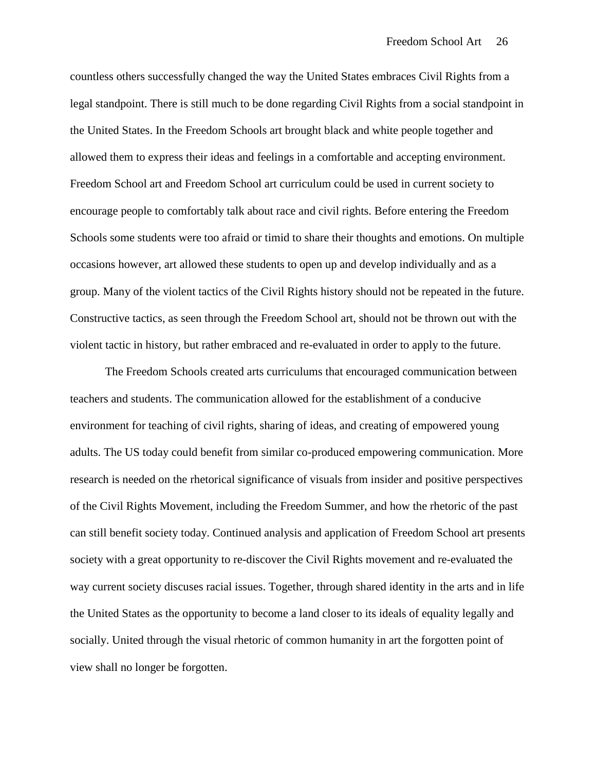countless others successfully changed the way the United States embraces Civil Rights from a legal standpoint. There is still much to be done regarding Civil Rights from a social standpoint in the United States. In the Freedom Schools art brought black and white people together and allowed them to express their ideas and feelings in a comfortable and accepting environment. Freedom School art and Freedom School art curriculum could be used in current society to encourage people to comfortably talk about race and civil rights. Before entering the Freedom Schools some students were too afraid or timid to share their thoughts and emotions. On multiple occasions however, art allowed these students to open up and develop individually and as a group. Many of the violent tactics of the Civil Rights history should not be repeated in the future. Constructive tactics, as seen through the Freedom School art, should not be thrown out with the violent tactic in history, but rather embraced and re-evaluated in order to apply to the future.

The Freedom Schools created arts curriculums that encouraged communication between teachers and students. The communication allowed for the establishment of a conducive environment for teaching of civil rights, sharing of ideas, and creating of empowered young adults. The US today could benefit from similar co-produced empowering communication. More research is needed on the rhetorical significance of visuals from insider and positive perspectives of the Civil Rights Movement, including the Freedom Summer, and how the rhetoric of the past can still benefit society today. Continued analysis and application of Freedom School art presents society with a great opportunity to re-discover the Civil Rights movement and re-evaluated the way current society discuses racial issues. Together, through shared identity in the arts and in life the United States as the opportunity to become a land closer to its ideals of equality legally and socially. United through the visual rhetoric of common humanity in art the forgotten point of view shall no longer be forgotten.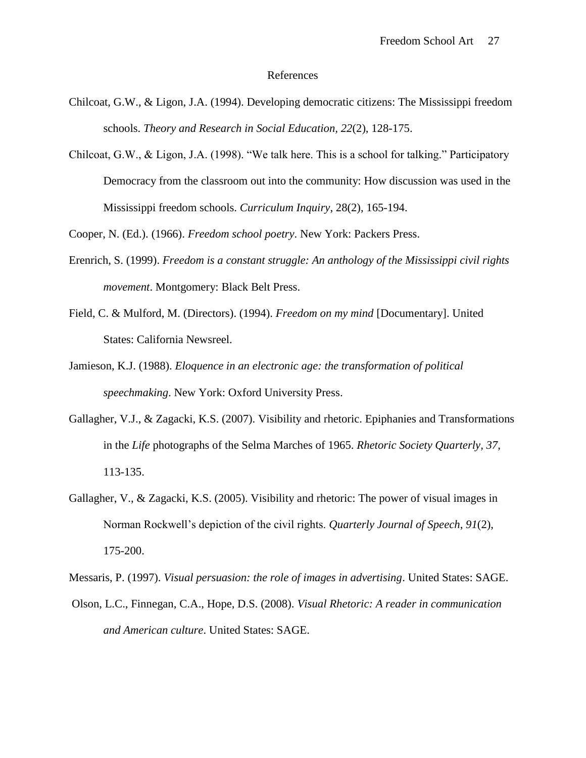# References

Chilcoat, G.W., & Ligon, J.A. (1994). Developing democratic citizens: The Mississippi freedom schools. *Theory and Research in Social Education, 22*(2), 128-175.

Chilcoat, G.W., & Ligon, J.A. (1998). "We talk here. This is a school for talking." Participatory Democracy from the classroom out into the community: How discussion was used in the Mississippi freedom schools. *Curriculum Inquiry*, 28(2), 165-194.

Cooper, N. (Ed.). (1966). *Freedom school poetry*. New York: Packers Press.

Erenrich, S. (1999). *Freedom is a constant struggle: An anthology of the Mississippi civil rights movement*. Montgomery: Black Belt Press.

Field, C. & Mulford, M. (Directors). (1994). *Freedom on my mind* [Documentary]. United States: California Newsreel.

Jamieson, K.J. (1988). *Eloquence in an electronic age: the transformation of political speechmaking*. New York: Oxford University Press.

Gallagher, V.J., & Zagacki, K.S. (2007). Visibility and rhetoric. Epiphanies and Transformations in the *Life* photographs of the Selma Marches of 1965. *Rhetoric Society Quarterly, 37*, 113-135.

Gallagher, V., & Zagacki, K.S. (2005). Visibility and rhetoric: The power of visual images in Norman Rockwell's depiction of the civil rights. *Quarterly Journal of Speech*, *91*(2), 175-200.

Messaris, P. (1997). *Visual persuasion: the role of images in advertising*. United States: SAGE.

Olson, L.C., Finnegan, C.A., Hope, D.S. (2008). *Visual Rhetoric: A reader in communication and American culture*. United States: SAGE.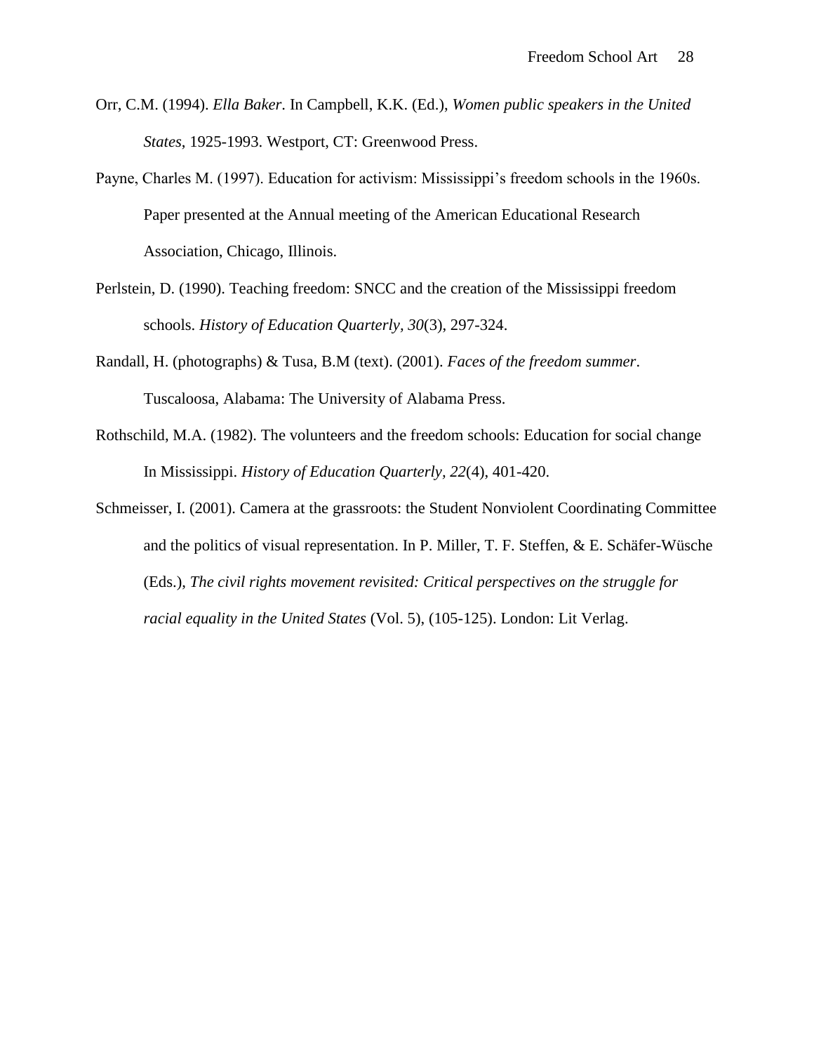Orr, C.M. (1994). *Ella Baker*. In Campbell, K.K. (Ed.), *Women public speakers in the United States*, 1925-1993. Westport, CT: Greenwood Press.

Payne, Charles M. (1997). Education for activism: Mississippi's freedom schools in the 1960s. Paper presented at the Annual meeting of the American Educational Research Association, Chicago, Illinois.

Perlstein, D. (1990). Teaching freedom: SNCC and the creation of the Mississippi freedom schools. *History of Education Quarterly, 30*(3), 297-324.

Randall, H. (photographs) & Tusa, B.M (text). (2001). *Faces of the freedom summer*. Tuscaloosa, Alabama: The University of Alabama Press.

Rothschild, M.A. (1982). The volunteers and the freedom schools: Education for social change In Mississippi. *History of Education Quarterly, 22*(4), 401-420.

Schmeisser, I. (2001). Camera at the grassroots: the Student Nonviolent Coordinating Committee and the politics of visual representation. In P. Miller, T. F. Steffen, & E. Schäfer-Wüsche (Eds.), *The civil rights movement revisited: Critical perspectives on the struggle for racial equality in the United States* (Vol. 5), (105-125). London: Lit Verlag.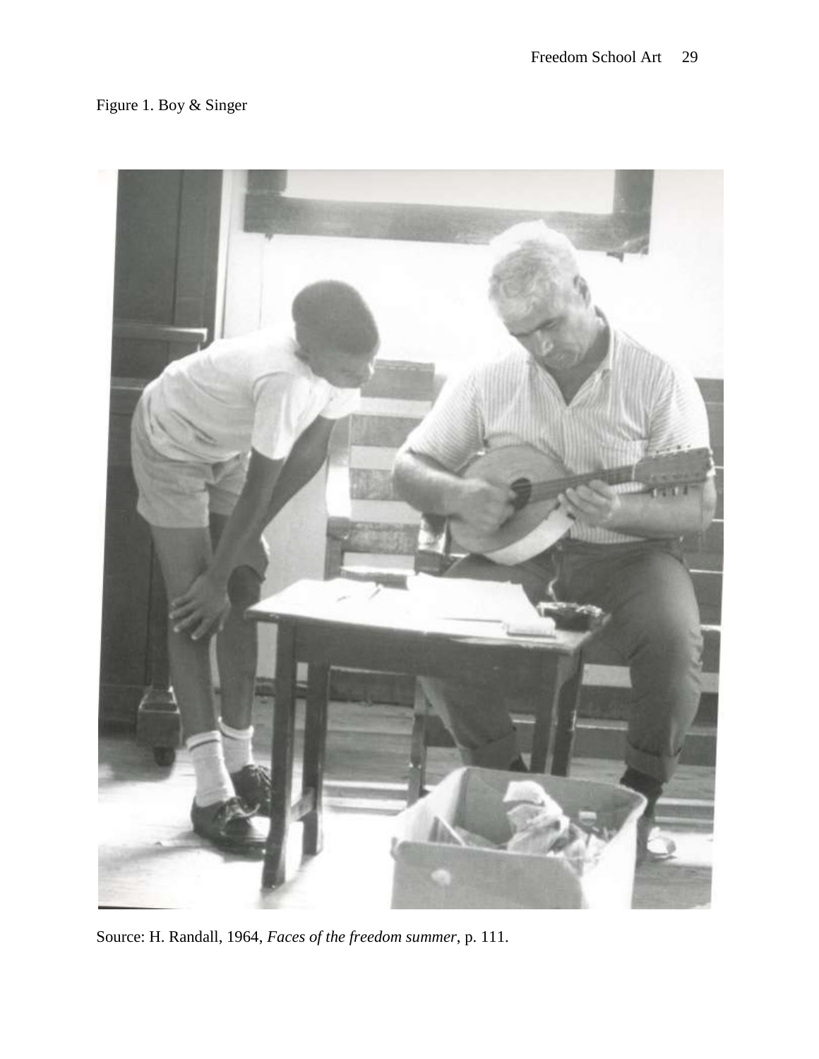Figure 1. Boy & Singer

Source: H. Randall, 1964, *Faces of the freedom summer*, p. 111.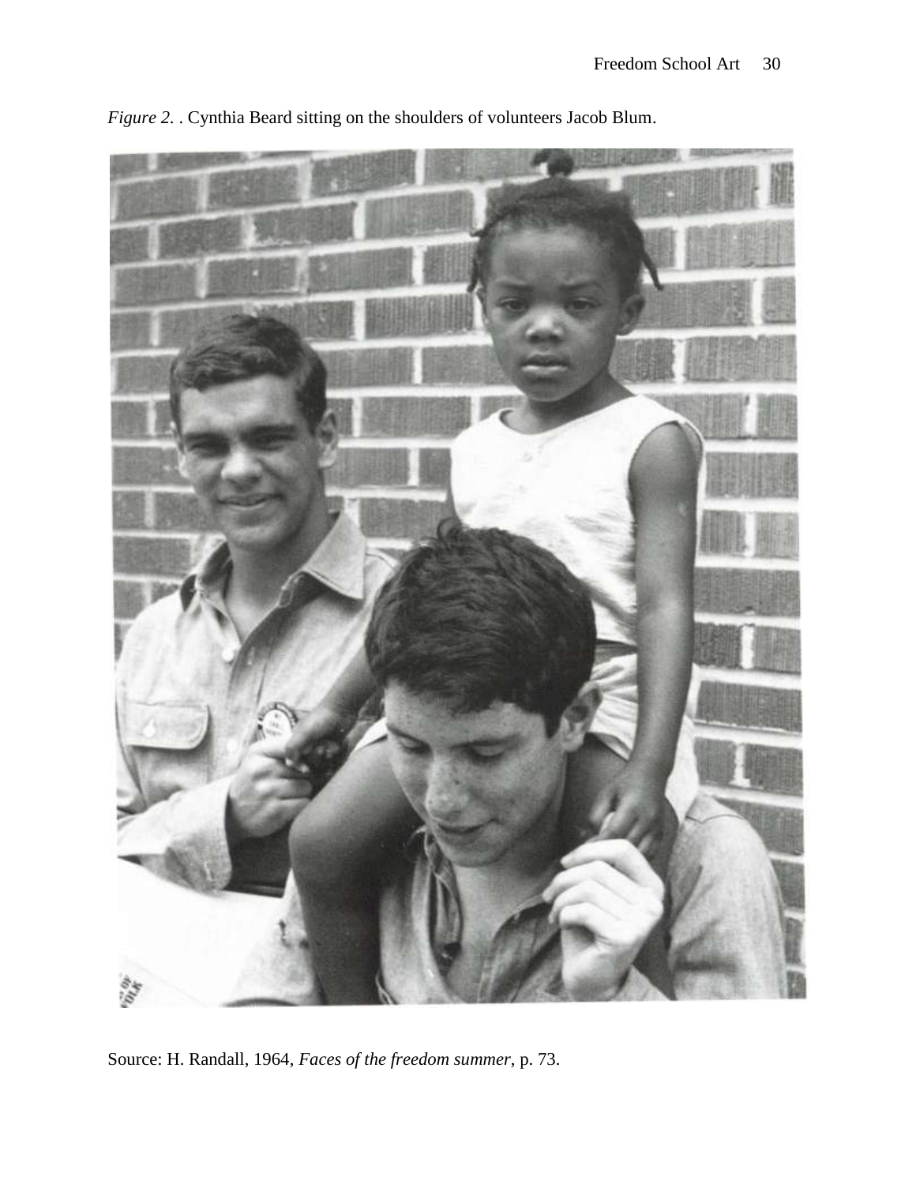*Figure 2.* . Cynthia Beard sitting on the shoulders of volunteers Jacob Blum.

Source: H. Randall, 1964, *Faces of the freedom summer*, p. 73.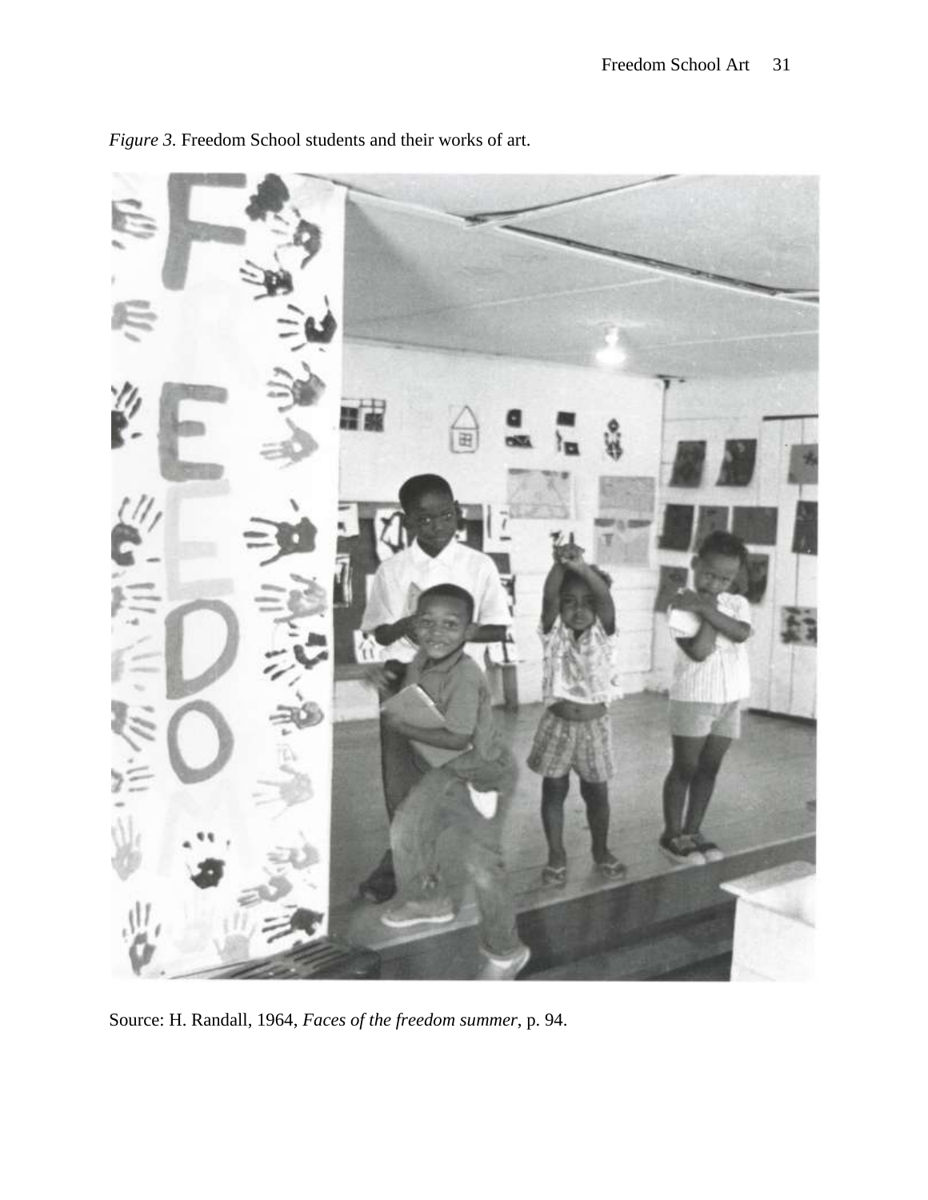*Figure 3.* Freedom School students and their works of art.

Source: H. Randall, 1964, *Faces of the freedom summer*, p. 94.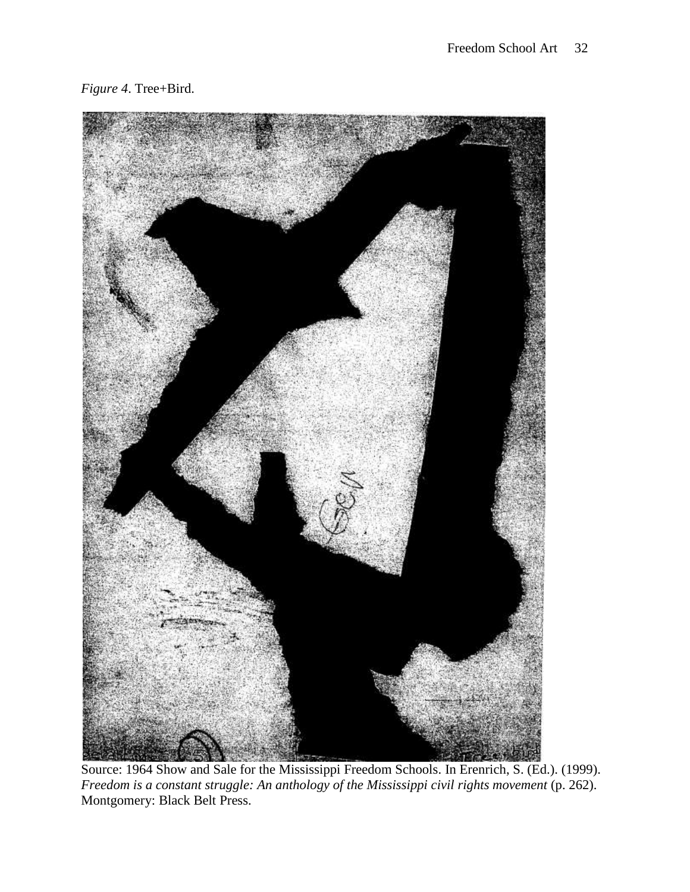*Figure 4*. Tree+Bird.

Source: 1964 Show and Sale for the Mississippi Freedom Schools. In Erenrich, S. (Ed.). (1999). *Freedom is a constant struggle: An anthology of the Mississippi civil rights movement* (p. 262). Montgomery: Black Belt Press.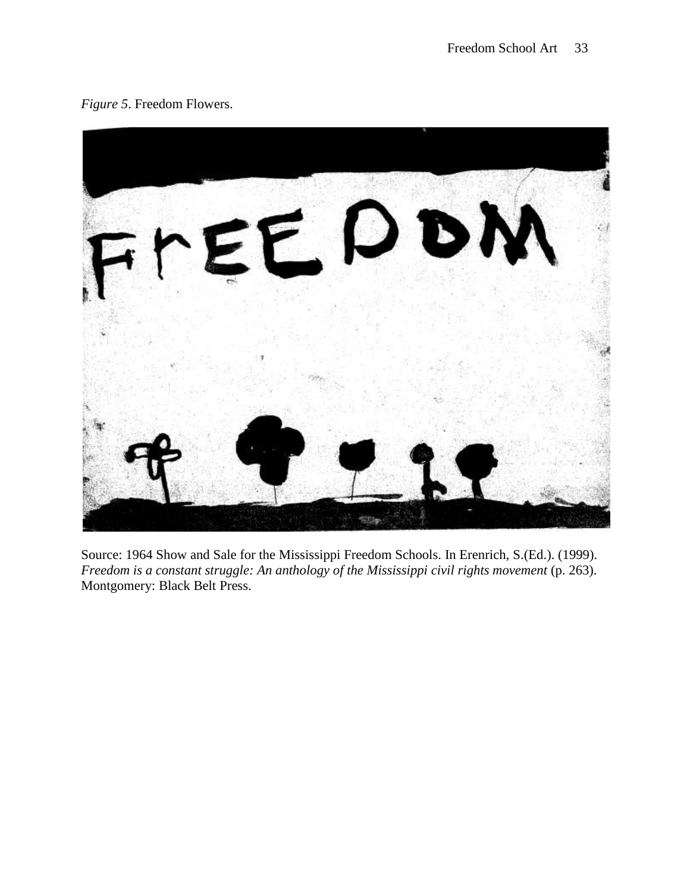*Figure 5*. Freedom Flowers.

Source: 1964 Show and Sale for the Mississippi Freedom Schools. In Erenrich, S.(Ed.). (1999). *Freedom is a constant struggle: An anthology of the Mississippi civil rights movement* (p. 263). Montgomery: Black Belt Press.